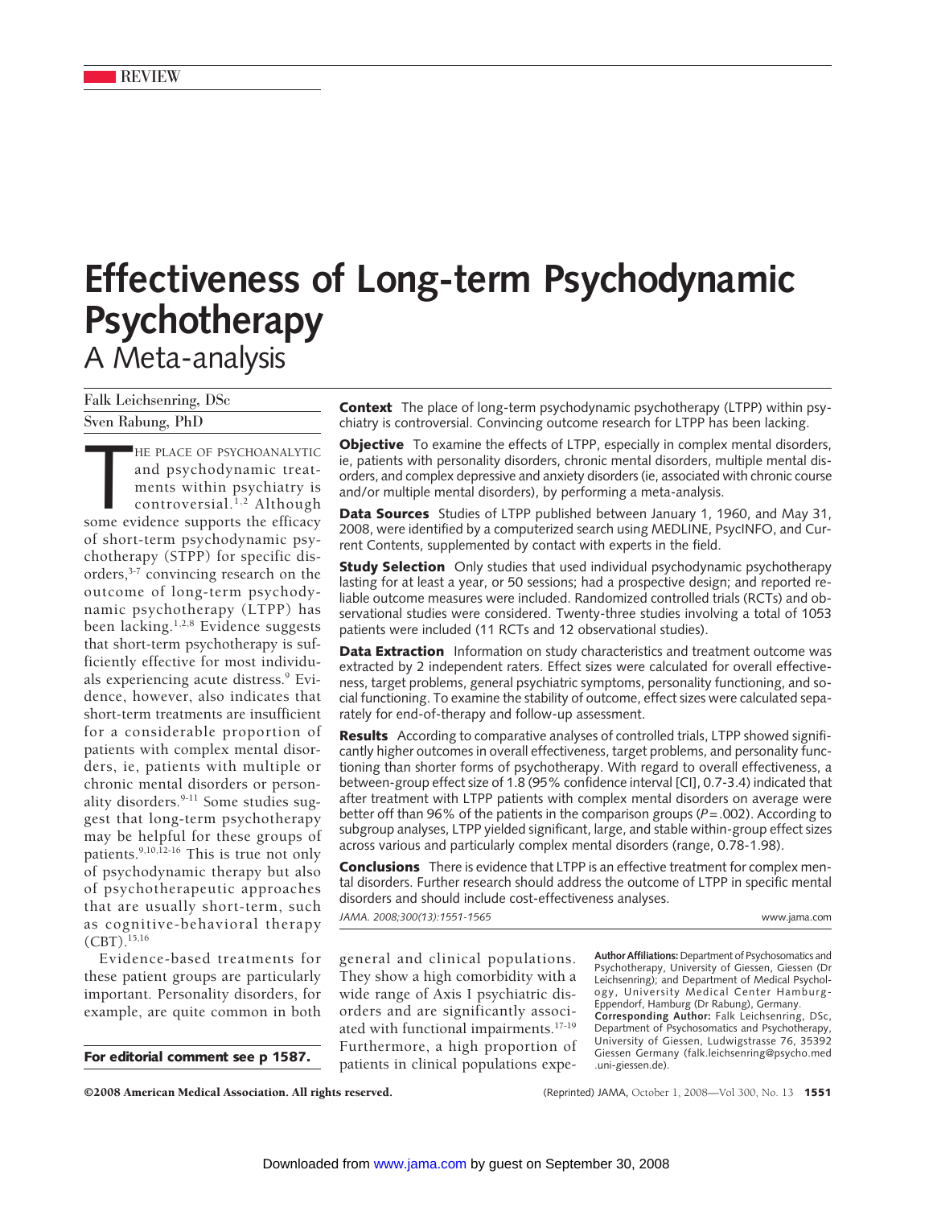REVIEW

# Effectiveness of Long-term Psychodynamic Psychotherapy

## A Meta-analysis

Falk Leichsenring, DSc

Sven Rabung, PhD

**Context** The place of long-term psychodynamic psychotherapy (LTPP) within psychiatry is controversial. Convincing outcome research for LTPP has been lacking.

**Objective** To examine the effects of LTPP, especially in complex mental disorders, ie, patients with personality disorders, chronic mental disorders, multiple mental disorders, and complex depressive and anxiety disorders (ie, associated with chronic course and/or multiple mental disorders), by performing a meta-analysis.

**Data Sources** Studies of LTPP published between January 1, 1960, and May 31, 2008, were identified by a computerized search using MEDLINE, PsycINFO, and Current Contents, supplemented by contact with experts in the field.

**Study Selection** Only studies that used individual psychodynamic psychotherapy lasting for at least a year, or 50 sessions; had a prospective design; and reported reliable outcome measures were included. Randomized controlled trials (RCTs) and observational studies were considered. Twenty-three studies involving a total of 1053 patients were included (11 RCTs and 12 observational studies).

**Data Extraction** Information on study characteristics and treatment outcome was extracted by 2 independent raters. Effect sizes were calculated for overall effectiveness, target problems, general psychiatric symptoms, personality functioning, and social functioning. To examine the stability of outcome, effect sizes were calculated separately for end-of-therapy and follow-up assessment.

**Results** According to comparative analyses of controlled trials, LTPP showed significantly higher outcomes in overall effectiveness, target problems, and personality functioning than shorter forms of psychotherapy. With regard to overall effectiveness, a between-group effect size of 1.8 (95% confidence interval [CI], 0.7-3.4) indicated that after treatment with LTPP patients with complex mental disorders on average were better off than 96% of the patients in the comparison groups ($P = .002$). According to subgroup analyses, LTPP yielded significant, large, and stable within-group effect sizes across various and particularly complex mental disorders (range, 0.78-1.98).

**Conclusions** There is evidence that LTPP is an effective treatment for complex mental disorders. Further research should address the outcome of LTPP in specific mental disorders and should include cost-effectiveness analyses.

*JAMA. 2008;300(13):1551-1565*

www.jama.com

The place of psychoanalytic and psychodynamic treatments within psychiatry is controversial.[1,2] Although some evidence supports the efficacy of short-term psychodynamic psychotherapy (STPP) for specific disorders,[3-7] convincing research on the outcome of long-term psychodynamic psychotherapy (LTPP) has been lacking.[1,2,8] Evidence suggests that short-term psychotherapy is sufficiently effective for most individuals experiencing acute distress.[9] Evidence, however, also indicates that short-term treatments are insufficient for a considerable proportion of patients with complex mental disorders, ie, patients with multiple or chronic mental disorders or personality disorders.[9-11] Some studies suggest that long-term psychotherapy may be helpful for these groups of patients.[9,10,12-16] This is true not only of psychodynamic therapy but also of psychotherapeutic approaches that are usually short-term, such as cognitive-behavioral therapy (CBT).[15,16]

Evidence-based treatments for these patient groups are particularly important. Personality disorders, for example, are quite common in both general and clinical populations. They show a high comorbidity with a wide range of Axis I psychiatric disorders and are significantly associated with functional impairments.[17-19] Furthermore, a high proportion of patients in clinical populations expe-

**For editorial comment see p 1587.**

**Author Affiliations:** Department of Psychosomatics and Psychotherapy, University of Giessen, Giessen (Dr Leichsenring); and Department of Medical Psychology, University Medical Center Hamburg-Eppendorf, Hamburg (Dr Rabung), Germany.

**Corresponding Author:** Falk Leichsenring, DSc, Department of Psychosomatics and Psychotherapy, University of Giessen, Ludwigstrasse 76, 35392 Giessen Germany (falk.leichsenring@psycho.med.uni-giessen.de).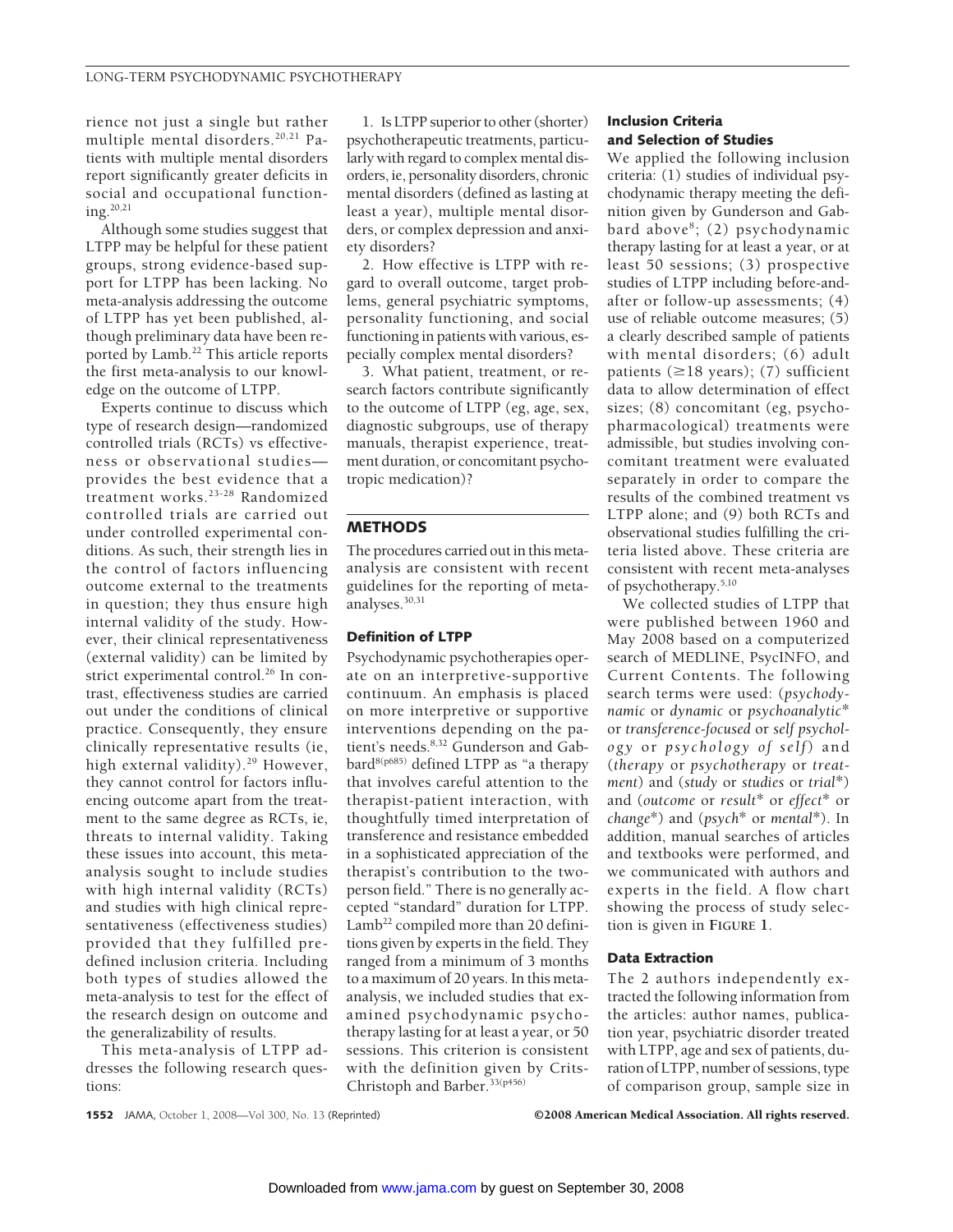rience not just a single but rather multiple mental disorders.[20,21] Patients with multiple mental disorders report significantly greater deficits in social and occupational functioning.[20,21]

Although some studies suggest that LTPP may be helpful for these patient groups, strong evidence-based support for LTPP has been lacking. No meta-analysis addressing the outcome of LTPP has yet been published, although preliminary data have been reported by Lamb.[22] This article reports the first meta-analysis to our knowledge on the outcome of LTPP.

Experts continue to discuss which type of research design—randomized controlled trials (RCTs) vs effectiveness or observational studies—provides the best evidence that a treatment works.[23-28] Randomized controlled trials are carried out under controlled experimental conditions. As such, their strength lies in the control of factors influencing outcome external to the treatments in question; they thus ensure high internal validity of the study. However, their clinical representativeness (external validity) can be limited by strict experimental control.[26] In contrast, effectiveness studies are carried out under the conditions of clinical practice. Consequently, they ensure clinically representative results (ie, high external validity).[29] However, they cannot control for factors influencing outcome apart from the treatment to the same degree as RCTs, ie, threats to internal validity. Taking these issues into account, this meta-analysis sought to include studies with high internal validity (RCTs) and studies with high clinical representativeness (effectiveness studies) provided that they fulfilled predefined inclusion criteria. Including both types of studies allowed the meta-analysis to test for the effect of the research design on outcome and the generalizability of results.

This meta-analysis of LTPP addresses the following research questions:

1. Is LTPP superior to other (shorter) psychotherapeutic treatments, particularly with regard to complex mental disorders, ie, personality disorders, chronic mental disorders (defined as lasting at least a year), multiple mental disorders, or complex depression and anxiety disorders?

2. How effective is LTPP with regard to overall outcome, target problems, general psychiatric symptoms, personality functioning, and social functioning in patients with various, especially complex mental disorders?

3. What patient, treatment, or research factors contribute significantly to the outcome of LTPP (eg, age, sex, diagnostic subgroups, use of therapy manuals, therapist experience, treatment duration, or concomitant psychotropic medication)?

## METHODS

The procedures carried out in this meta-analysis are consistent with recent guidelines for the reporting of meta-analyses.[30,31]

### Definition of LTPP

Psychodynamic psychotherapies operate on an interpretive-supportive continuum. An emphasis is placed on more interpretive or supportive interventions depending on the patient's needs.[8,32] Gunderson and Gabbard[8(p685)] defined LTPP as "a therapy that involves careful attention to the therapist-patient interaction, with thoughtfully timed interpretation of transference and resistance embedded in a sophisticated appreciation of the therapist's contribution to the two-person field." There is no generally accepted "standard" duration for LTPP. Lamb[22] compiled more than 20 definitions given by experts in the field. They ranged from a minimum of 3 months to a maximum of 20 years. In this meta-analysis, we included studies that examined psychodynamic psychotherapy lasting for at least a year, or 50 sessions. This criterion is consistent with the definition given by Crits-Christoph and Barber.[33(p456)]

### Inclusion Criteria and Selection of Studies

We applied the following inclusion criteria: (1) studies of individual psychodynamic therapy meeting the definition given by Gunderson and Gabbard above[8]; (2) psychodynamic therapy lasting for at least a year, or at least 50 sessions; (3) prospective studies of LTPP including before-and-after or follow-up assessments; (4) use of reliable outcome measures; (5) a clearly described sample of patients with mental disorders; (6) adult patients (≥18 years); (7) sufficient data to allow determination of effect sizes; (8) concomitant (eg, psychopharmacological) treatments were admissible, but studies involving concomitant treatment were evaluated separately in order to compare the results of the combined treatment vs LTPP alone; and (9) both RCTs and observational studies fulfilling the criteria listed above. These criteria are consistent with recent meta-analyses of psychotherapy.[5,10]

We collected studies of LTPP that were published between 1960 and May 2008 based on a computerized search of MEDLINE, PsycINFO, and Current Contents. The following search terms were used: (*psychodynamic* or *dynamic* or *psychoanalytic\** or *transference-focused* or *self psychology* or *psychology of self*) and (*therapy* or *psychotherapy* or *treatment*) and (*study* or *studies* or *trial\**) and (*outcome* or *result\** or *effect\** or *change\**) and (*psych\** or *mental\**). In addition, manual searches of articles and textbooks were performed, and we communicated with authors and experts in the field. A flow chart showing the process of study selection is given in **FIGURE 1**.

### Data Extraction

The 2 authors independently extracted the following information from the articles: author names, publication year, psychiatric disorder treated with LTPP, age and sex of patients, duration of LTPP, number of sessions, type of comparison group, sample size in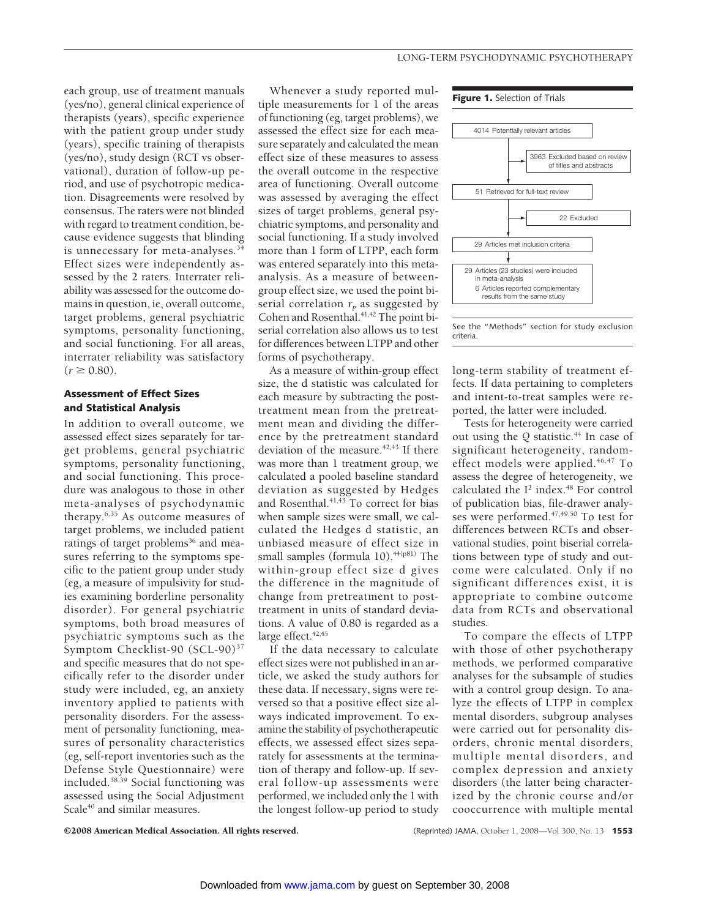each group, use of treatment manuals (yes/no), general clinical experience of therapists (years), specific experience with the patient group under study (years), specific training of therapists (yes/no), study design (RCT vs observational), duration of follow-up period, and use of psychotropic medication. Disagreements were resolved by consensus. The raters were not blinded with regard to treatment condition, because evidence suggests that blinding is unnecessary for meta-analyses.[34] Effect sizes were independently assessed by the 2 raters. Interrater reliability was assessed for the outcome domains in question, ie, overall outcome, target problems, general psychiatric symptoms, personality functioning, and social functioning. For all areas, interrater reliability was satisfactory ($r \geq 0.80$).

### Assessment of Effect Sizes and Statistical Analysis

In addition to overall outcome, we assessed effect sizes separately for target problems, general psychiatric symptoms, personality functioning, and social functioning. This procedure was analogous to those in other meta-analyses of psychodynamic therapy.[6,35] As outcome measures of target problems, we included patient ratings of target problems[36] and measures referring to the symptoms specific to the patient group under study (eg, a measure of impulsivity for studies examining borderline personality disorder). For general psychiatric symptoms, both broad measures of psychiatric symptoms such as the Symptom Checklist-90 (SCL-90)[37] and specific measures that do not specifically refer to the disorder under study were included, eg, an anxiety inventory applied to patients with personality disorders. For the assessment of personality functioning, measures of personality characteristics (eg, self-report inventories such as the Defense Style Questionnaire) were included.[38,39] Social functioning was assessed using the Social Adjustment Scale[40] and similar measures.

Whenever a study reported multiple measurements for 1 of the areas of functioning (eg, target problems), we assessed the effect size for each measure separately and calculated the mean effect size of these measures to assess the overall outcome in the respective area of functioning. Overall outcome was assessed by averaging the effect sizes of target problems, general psychiatric symptoms, and personality and social functioning. If a study involved more than 1 form of LTPP, each form was entered separately into this meta-analysis. As a measure of between-group effect size, we used the point biserial correlation $r_p$ as suggested by Cohen and Rosenthal.[41,42] The point biserial correlation also allows us to test for differences between LTPP and other forms of psychotherapy.

As a measure of within-group effect size, the d statistic was calculated for each measure by subtracting the posttreatment mean from the pretreatment mean and dividing the difference by the pretreatment standard deviation of the measure.[42,43] If there was more than 1 treatment group, we calculated a pooled baseline standard deviation as suggested by Hedges and Rosenthal.[41,43] To correct for bias when sample sizes were small, we calculated the Hedges d statistic, an unbiased measure of effect size in small samples (formula 10).[44(p81)] The within-group effect size d gives the difference in the magnitude of change from pretreatment to posttreatment in units of standard deviations. A value of 0.80 is regarded as a large effect.[42,45]

If the data necessary to calculate effect sizes were not published in an article, we asked the study authors for these data. If necessary, signs were reversed so that a positive effect size always indicated improvement. To examine the stability of psychotherapeutic effects, we assessed effect sizes separately for assessments at the termination of therapy and follow-up. If several follow-up assessments were performed, we included only the 1 with the longest follow-up period to study long-term stability of treatment effects. If data pertaining to completers and intent-to-treat samples were reported, the latter were included.

Tests for heterogeneity were carried out using the $Q$ statistic.[44] In case of significant heterogeneity, random-effect models were applied.[46,47] To assess the degree of heterogeneity, we calculated the $I^2$ index.[48] For control of publication bias, file-drawer analyses were performed.[47,49,50] To test for differences between RCTs and observational studies, point biserial correlations between type of study and outcome were calculated. Only if no significant differences exist, it is appropriate to combine outcome data from RCTs and observational studies.

To compare the effects of LTPP with those of other psychotherapy methods, we performed comparative analyses for the subsample of studies with a control group design. To analyze the effects of LTPP in complex mental disorders, subgroup analyses were carried out for personality disorders, chronic mental disorders, multiple mental disorders, and complex depression and anxiety disorders (the latter being characterized by the chronic course and/or cooccurrence with multiple mental

**Figure 1.** Selection of Trials

4014 Potentially relevant articles
→ 3963 Excluded based on review of titles and abstracts

51 Retrieved for full-text review
→ 22 Excluded

29 Articles met inclusion criteria

29 Articles (23 studies) were included in meta-analysis
6 Articles reported complementary results from the same study

See the "Methods" section for study exclusion criteria.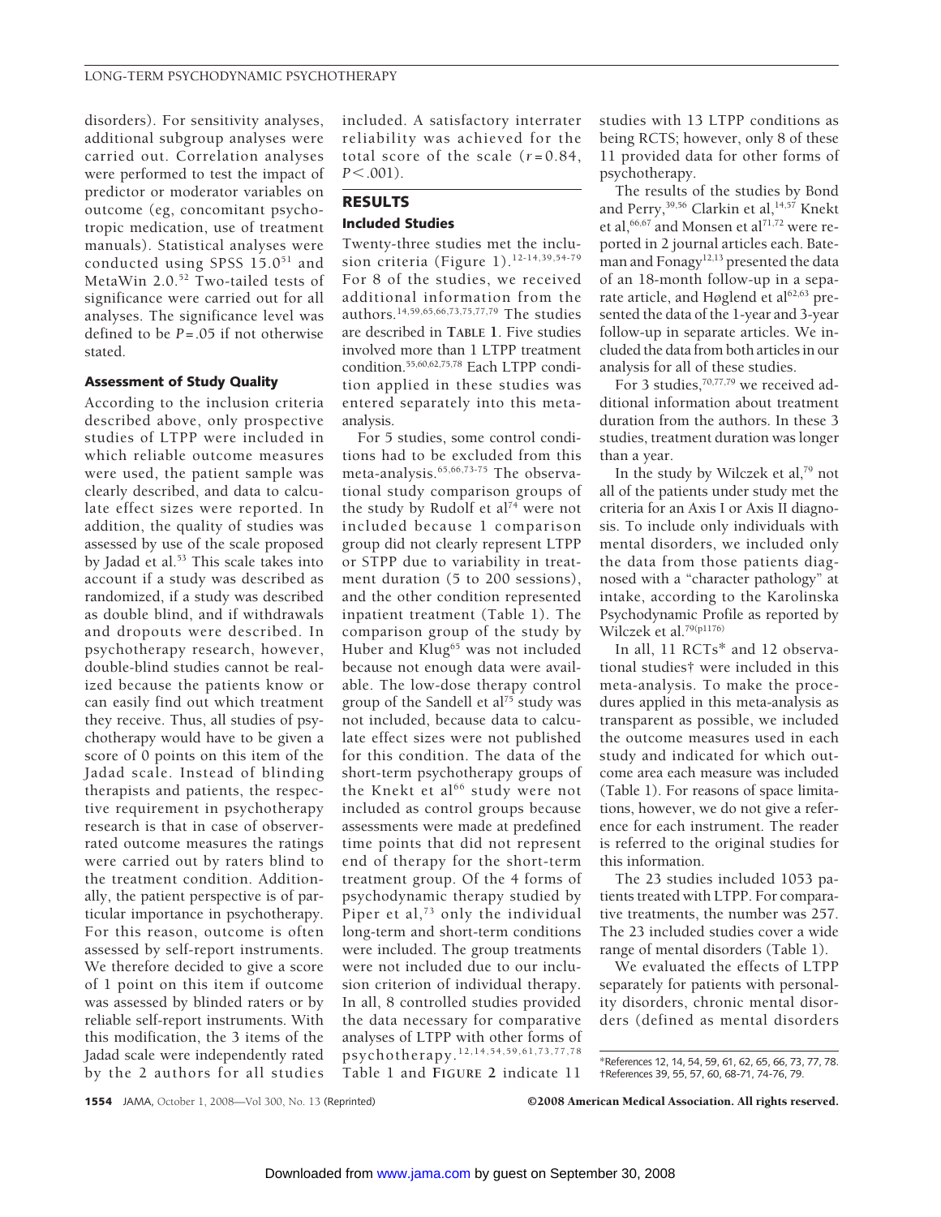disorders). For sensitivity analyses, additional subgroup analyses were carried out. Correlation analyses were performed to test the impact of predictor or moderator variables on outcome (eg, concomitant psychotropic medication, use of treatment manuals). Statistical analyses were conducted using SPSS 15.0[51] and MetaWin 2.0.[52] Two-tailed tests of significance were carried out for all analyses. The significance level was defined to be $P = .05$ if not otherwise stated.

### Assessment of Study Quality

According to the inclusion criteria described above, only prospective studies of LTPP were included in which reliable outcome measures were used, the patient sample was clearly described, and data to calculate effect sizes were reported. In addition, the quality of studies was assessed by use of the scale proposed by Jadad et al.[53] This scale takes into account if a study was described as randomized, if a study was described as double blind, and if withdrawals and dropouts were described. In psychotherapy research, however, double-blind studies cannot be realized because the patients know or can easily find out which treatment they receive. Thus, all studies of psychotherapy would have to be given a score of 0 points on this item of the Jadad scale. Instead of blinding therapists and patients, the respective requirement in psychotherapy research is that in case of observer-rated outcome measures the ratings were carried out by raters blind to the treatment condition. Additionally, the patient perspective is of particular importance in psychotherapy. For this reason, outcome is often assessed by self-report instruments. We therefore decided to give a score of 1 point on this item if outcome was assessed by blinded raters or by reliable self-report instruments. With this modification, the 3 items of the Jadad scale were independently rated by the 2 authors for all studies included. A satisfactory interrater reliability was achieved for the total score of the scale ($r = 0.84$, $P < .001$).

## RESULTS

### Included Studies

Twenty-three studies met the inclusion criteria (Figure 1).[12-14,39,54-79] For 8 of the studies, we received additional information from the authors.[14,59,65,66,73,75,77,79] The studies are described in **TABLE 1**. Five studies involved more than 1 LTPP treatment condition.[55,60,62,75,78] Each LTPP condition applied in these studies was entered separately into this meta-analysis.

For 5 studies, some control conditions had to be excluded from this meta-analysis.[65,66,73-75] The observational study comparison groups of the study by Rudolf et al[74] were not included because 1 comparison group did not clearly represent LTPP or STPP due to variability in treatment duration (5 to 200 sessions), and the other condition represented inpatient treatment (Table 1). The comparison group of the study by Huber and Klug[65] was not included because not enough data were available. The low-dose therapy control group of the Sandell et al[75] study was not included, because data to calculate effect sizes were not published for this condition. The data of the short-term psychotherapy groups of the Knekt et al[66] study were not included as control groups because assessments were made at predefined time points that did not represent end of therapy for the short-term treatment group. Of the 4 forms of psychodynamic therapy studied by Piper et al,[73] only the individual long-term and short-term conditions were included. The group treatments were not included due to our inclusion criterion of individual therapy. In all, 8 controlled studies provided the data necessary for comparative analyses of LTPP with other forms of psychotherapy.[12,14,54,59,61,73,77,78] Table 1 and **FIGURE 2** indicate 11 studies with 13 LTPP conditions as being RCTS; however, only 8 of these 11 provided data for other forms of psychotherapy.

The results of the studies by Bond and Perry,[39,56] Clarkin et al,[14,57] Knekt et al,[66,67] and Monsen et al[71,72] were reported in 2 journal articles each. Bateman and Fonagy[12,13] presented the data of an 18-month follow-up in a separate article, and Høglend et al[62,63] presented the data of the 1-year and 3-year follow-up in separate articles. We included the data from both articles in our analysis for all of these studies.

For 3 studies,[70,77,79] we received additional information about treatment duration from the authors. In these 3 studies, treatment duration was longer than a year.

In the study by Wilczek et al,[79] not all of the patients under study met the criteria for an Axis I or Axis II diagnosis. To include only individuals with mental disorders, we included only the data from those patients diagnosed with a "character pathology" at intake, according to the Karolinska Psychodynamic Profile as reported by Wilczek et al.[79(p1176)]

In all, 11 RCTs* and 12 observational studies† were included in this meta-analysis. To make the procedures applied in this meta-analysis as transparent as possible, we included the outcome measures used in each study and indicated for which outcome area each measure was included (Table 1). For reasons of space limitations, however, we do not give a reference for each instrument. The reader is referred to the original studies for this information.

The 23 studies included 1053 patients treated with LTPP. For comparative treatments, the number was 257. The 23 included studies cover a wide range of mental disorders (Table 1).

We evaluated the effects of LTPP separately for patients with personality disorders, chronic mental disorders (defined as mental disorders

*References 12, 14, 54, 59, 61, 62, 65, 66, 73, 77, 78.
†References 39, 55, 57, 60, 68-71, 74-76, 79.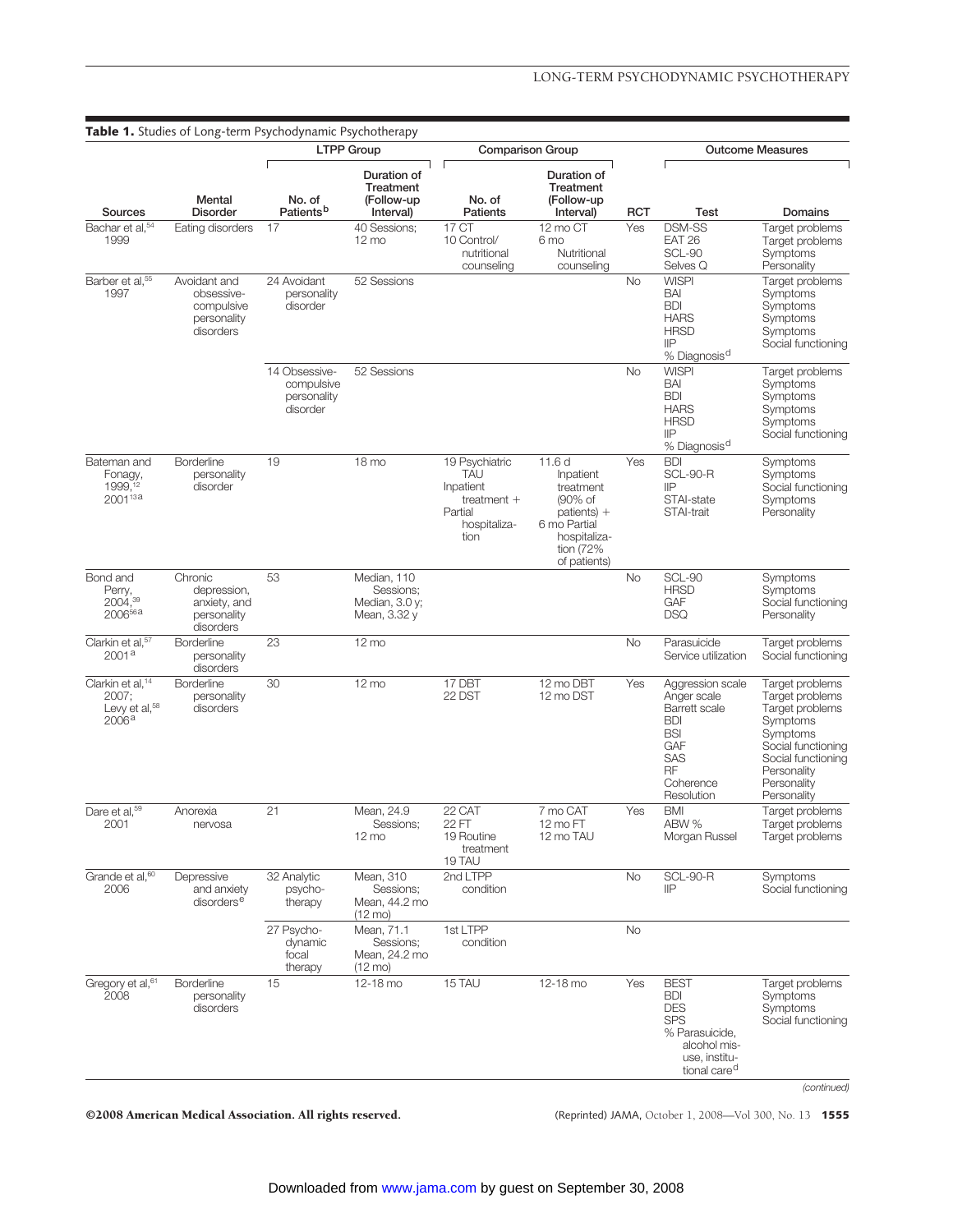**Table 1.** Studies of Long-term Psychodynamic Psychotherapy

| Sources | Mental Disorder | LTPP Group: No. of Patients[b] | LTPP Group: Duration of Treatment (Follow-up Interval) | Comparison Group: No. of Patients | Comparison Group: Duration of Treatment (Follow-up Interval) | RCT | Outcome Measures: Test | Outcome Measures: Domains |
|---|---|---|---|---|---|---|---|---|
| Bachar et al,[54] 1999 | Eating disorders | 17 | 40 Sessions; 12 mo | 17 CT<br>10 Control/ nutritional counseling | 12 mo CT<br>6 mo Nutritional counseling | Yes | DSM-SS<br>EAT 26<br>SCL-90<br>Selves Q | Target problems<br>Target problems<br>Symptoms<br>Personality |
| Barber et al,[55] 1997 | Avoidant and obsessive-compulsive personality disorders | 24 Avoidant personality disorder | 52 Sessions | | | No | WISPI<br>BAI<br>BDI<br>HARS<br>HRSD<br>IIP<br>% Diagnosis[d] | Target problems<br>Symptoms<br>Symptoms<br>Symptoms<br>Symptoms<br>Social functioning |
| | | 14 Obsessive-compulsive personality disorder | 52 Sessions | | | No | WISPI<br>BAI<br>BDI<br>HARS<br>HRSD<br>IIP<br>% Diagnosis[d] | Target problems<br>Symptoms<br>Symptoms<br>Symptoms<br>Symptoms<br>Social functioning |
| Bateman and Fonagy, 1999,[12] 2001[13a] | Borderline personality disorder | 19 | 18 mo | 19 Psychiatric TAU Inpatient treatment + Partial hospitalization | 11.6 d Inpatient treatment (90% of patients) + 6 mo Partial hospitalization (72% of patients) | Yes | BDI<br>SCL-90-R<br>IIP<br>STAI-state<br>STAI-trait | Symptoms<br>Symptoms<br>Social functioning<br>Symptoms<br>Personality |
| Bond and Perry, 2004,[39] 2006[56a] | Chronic depression, anxiety, and personality disorders | 53 | Median, 110 Sessions; Median, 3.0 y; Mean, 3.32 y | | | No | SCL-90<br>HRSD<br>GAF<br>DSQ | Symptoms<br>Symptoms<br>Social functioning<br>Personality |
| Clarkin et al,[57] 2001[a] | Borderline personality disorders | 23 | 12 mo | | | No | Parasuicide<br>Service utilization | Target problems<br>Social functioning |
| Clarkin et al,[14] 2007; Levy et al,[58] 2006[a] | Borderline personality disorders | 30 | 12 mo | 17 DBT<br>22 DST | 12 mo DBT<br>12 mo DST | Yes | Aggression scale<br>Anger scale<br>Barrett scale<br>BDI<br>BSI<br>GAF<br>SAS<br>RF<br>Coherence<br>Resolution | Target problems<br>Target problems<br>Target problems<br>Symptoms<br>Symptoms<br>Social functioning<br>Social functioning<br>Personality<br>Personality<br>Personality |
| Dare et al,[59] 2001 | Anorexia nervosa | 21 | Mean, 24.9 Sessions; 12 mo | 22 CAT<br>22 FT<br>19 Routine treatment<br>19 TAU | 7 mo CAT<br>12 mo FT<br>12 mo TAU | Yes | BMI<br>ABW %<br>Morgan Russel | Target problems<br>Target problems<br>Target problems |
| Grande et al,[60] 2006 | Depressive and anxiety disorders[e] | 32 Analytic psychotherapy | Mean, 310 Sessions; Mean, 44.2 mo (12 mo) | 2nd LTPP condition | | No | SCL-90-R<br>IIP | Symptoms<br>Social functioning |
| | | 27 Psychodynamic focal therapy | Mean, 71.1 Sessions; Mean, 24.2 mo (12 mo) | 1st LTPP condition | | No | | |
| Gregory et al,[61] 2008 | Borderline personality disorders | 15 | 12-18 mo | 15 TAU | 12-18 mo | Yes | BEST<br>BDI<br>DES<br>SPS<br>% Parasuicide, alcohol misuse, institutional care[d] | Target problems<br>Symptoms<br>Symptoms<br>Social functioning |

*(continued)*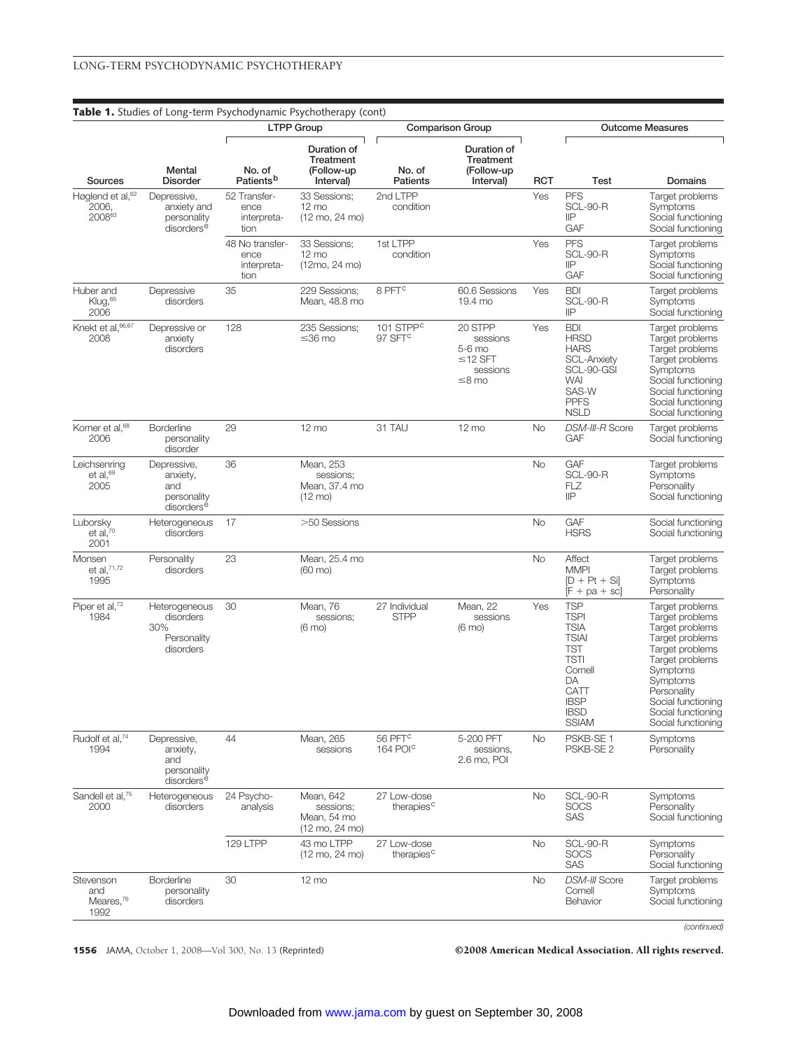**Table 1.** Studies of Long-term Psychodynamic Psychotherapy (cont)

| | | LTPP Group | | Comparison Group | | | Outcome Measures | |
|---|---|---|---|---|---|---|---|---|
| Sources | Mental Disorder | No. of Patients[b] | Duration of Treatment (Follow-up Interval) | No. of Patients | Duration of Treatment (Follow-up Interval) | RCT | Test | Domains |
| Høglend et al,[62] 2006, 2008[63] | Depressive, anxiety and personality disorders[e] | 52 Transference interpretation | 33 Sessions; 12 mo (12 mo, 24 mo) | 2nd LTPP condition | | Yes | PFS<br>SCL-90-R<br>IIP<br>GAF | Target problems<br>Symptoms<br>Social functioning<br>Social functioning |
| | | 48 No transference interpretation | 33 Sessions; 12 mo (12mo, 24 mo) | 1st LTPP condition | | Yes | PFS<br>SCL-90-R<br>IIP<br>GAF | Target problems<br>Symptoms<br>Social functioning<br>Social functioning |
| Huber and Klug,[65] 2006 | Depressive disorders | 35 | 229 Sessions; Mean, 48.8 mo | 8 PFT[c] | 60.6 Sessions 19.4 mo | Yes | BDI<br>SCL-90-R<br>IIP | Target problems<br>Symptoms<br>Social functioning |
| Knekt et al,[66,67] 2008 | Depressive or anxiety disorders | 128 | 235 Sessions; ≤36 mo | 101 STPP[c]<br>97 SFT[c] | 20 STPP sessions 5-6 mo<br>≤12 SFT sessions ≤8 mo | Yes | BDI<br>HRSD<br>HARS<br>SCL-Anxiety<br>SCL-90-GSI<br>WAI<br>SAS-W<br>PPFS<br>NSLD | Target problems<br>Target problems<br>Target problems<br>Target problems<br>Symptoms<br>Social functioning<br>Social functioning<br>Social functioning<br>Social functioning |
| Korner et al,[68] 2006 | Borderline personality disorder | 29 | 12 mo | 31 TAU | 12 mo | No | *DSM-III-R* Score<br>GAF | Target problems<br>Social functioning |
| Leichsenring et al,[69] 2005 | Depressive, anxiety, and personality disorders[e] | 36 | Mean, 253 sessions; Mean, 37.4 mo (12 mo) | | | No | GAF<br>SCL-90-R<br>FLZ<br>IIP | Target problems<br>Symptoms<br>Personality<br>Social functioning |
| Luborsky et al,[70] 2001 | Heterogeneous disorders | 17 | >50 Sessions | | | No | GAF<br>HSRS | Social functioning<br>Social functioning |
| Monsen et al,[71,72] 1995 | Personality disorders | 23 | Mean, 25.4 mo (60 mo) | | | No | Affect<br>MMPI<br>[D + Pt + Si]<br>[F + pa + sc] | Target problems<br>Target problems<br>Symptoms<br>Personality |
| Piper et al,[73] 1984 | Heterogeneous disorders 30% Personality disorders | 30 | Mean, 76 sessions; (6 mo) | 27 Individual STPP | Mean, 22 sessions (6 mo) | Yes | TSP<br>TSPI<br>TSIA<br>TSIAI<br>TST<br>TSTI<br>Cornell<br>DA<br>CATT<br>IBSP<br>IBSD<br>SSIAM | Target problems<br>Target problems<br>Target problems<br>Target problems<br>Target problems<br>Target problems<br>Symptoms<br>Symptoms<br>Personality<br>Social functioning<br>Social functioning<br>Social functioning |
| Rudolf et al,[74] 1994 | Depressive, anxiety, and personality disorders[e] | 44 | Mean, 265 sessions | 56 PFT[c]<br>164 POI[c] | 5-200 PFT sessions, 2.6 mo, POI | No | PSKB-SE 1<br>PSKB-SE 2 | Symptoms<br>Personality |
| Sandell et al,[75] 2000 | Heterogeneous disorders | 24 Psychoanalysis | Mean, 642 sessions; Mean, 54 mo (12 mo, 24 mo) | 27 Low-dose therapies[c] | | No | SCL-90-R<br>SOCS<br>SAS | Symptoms<br>Personality<br>Social functioning |
| | | 129 LTPP | 43 mo LTPP (12 mo, 24 mo) | 27 Low-dose therapies[c] | | No | SCL-90-R<br>SOCS<br>SAS | Symptoms<br>Personality<br>Social functioning |
| Stevenson and Meares,[76] 1992 | Borderline personality disorders | 30 | 12 mo | | | No | *DSM-III* Score<br>Cornell<br>Behavior | Target problems<br>Symptoms<br>Social functioning |

*(continued)*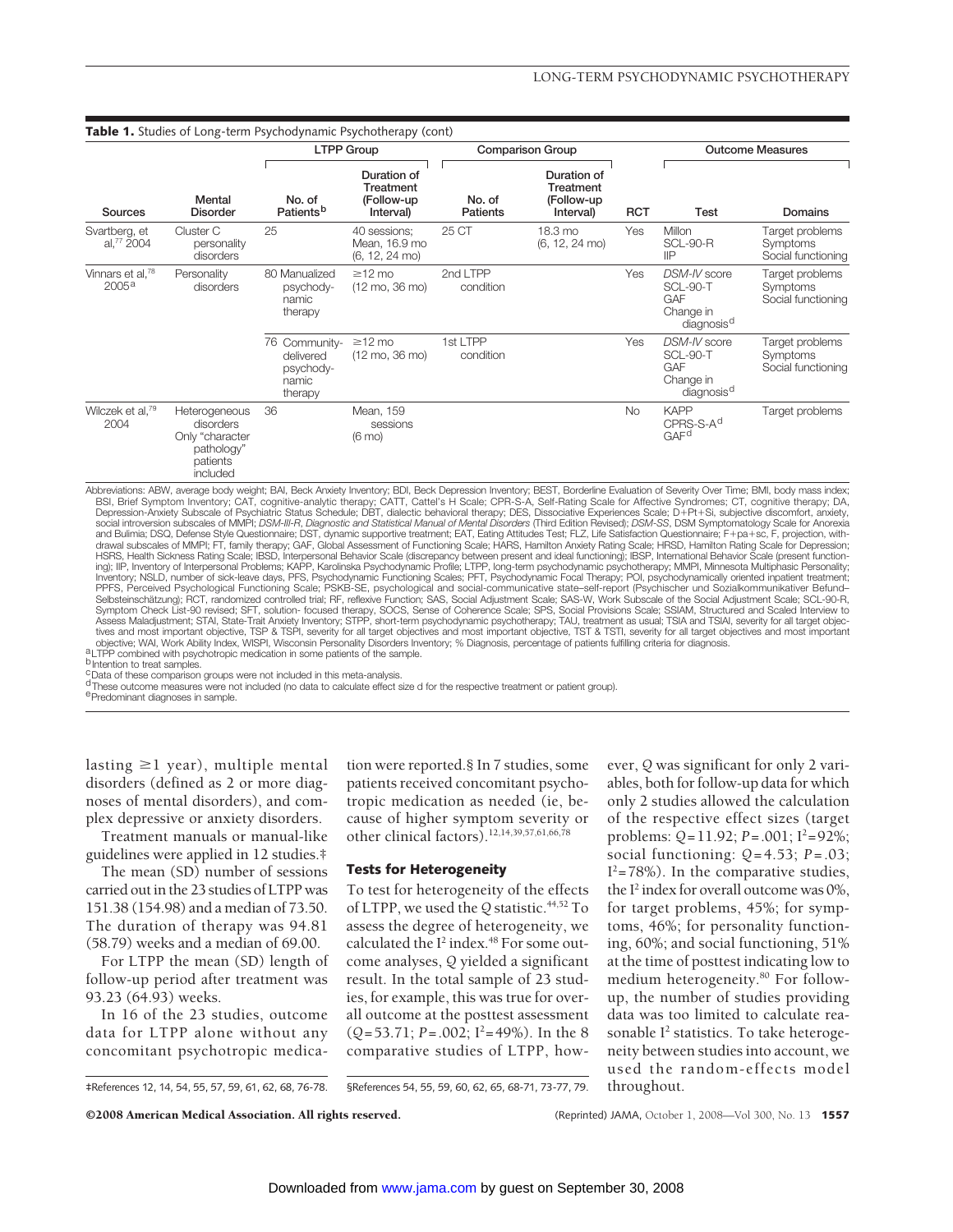**Table 1.** Studies of Long-term Psychodynamic Psychotherapy (cont)

| | | LTPP Group | | Comparison Group | | | Outcome Measures | |
|---|---|---|---|---|---|---|---|---|
| Sources | Mental Disorder | No. of Patients[b] | Duration of Treatment (Follow-up Interval) | No. of Patients | Duration of Treatment (Follow-up Interval) | RCT | Test | Domains |
| Svartberg, et al,[77] 2004 | Cluster C personality disorders | 25 | 40 sessions; Mean, 16.9 mo (6, 12, 24 mo) | 25 CT | 18.3 mo (6, 12, 24 mo) | Yes | Millon SCL-90-R IIP | Target problems Symptoms Social functioning |
| Vinnars et al,[78] 2005[a] | Personality disorders | 80 Manualized psychodynamic therapy | ≥12 mo (12 mo, 36 mo) | 2nd LTPP condition | | Yes | *DSM-IV* score SCL-90-T GAF Change in diagnosis[d] | Target problems Symptoms Social functioning |
| | | 76 Community-delivered psychodynamic therapy | ≥12 mo (12 mo, 36 mo) | 1st LTPP condition | | Yes | *DSM-IV* score SCL-90-T GAF Change in diagnosis[d] | Target problems Symptoms Social functioning |
| Wilczek et al,[79] 2004 | Heterogeneous disorders Only "character pathology" patients included | 36 | Mean, 159 sessions (6 mo) | | | No | KAPP CPRS-S-A[d] GAF[d] | Target problems |

Abbreviations: ABW, average body weight; BAI, Beck Anxiety Inventory; BDI, Beck Depression Inventory; BEST, Borderline Evaluation of Severity Over Time; BMI, body mass index; BSI, Brief Symptom Inventory; CAT, cognitive-analytic therapy; CATT, Cattel's H Scale; CPR-S-A, Self-Rating Scale for Affective Syndromes; CT, cognitive therapy; DA, Depression-Anxiety Subscale of Psychiatric Status Schedule; DBT, dialectic behavioral therapy; DES, Dissociative Experiences Scale; D+Pt+Si, subjective discomfort, anxiety, social introversion subscales of MMPI; *DSM-III-R*, *Diagnostic and Statistical Manual of Mental Disorders* (Third Edition Revised); *DSM-SS*, DSM Symptomatology Scale for Anorexia and Bulimia; DSQ, Defense Style Questionnaire; DST, dynamic supportive treatment; EAT, Eating Attitudes Test; FLZ, Life Satisfaction Questionnaire; F+pa+sc, F, projection, withdrawal subscales of MMPI; FT, family therapy; GAF, Global Assessment of Functioning Scale; HARS, Hamilton Anxiety Rating Scale; HRSD, Hamilton Rating Scale for Depression; HSRS, Health Sickness Rating Scale; IBSD, Interpersonal Behavior Scale (discrepancy between present and ideal functioning); IBSP, International Behavior Scale (present functioning); IIP, Inventory of Interpersonal Problems; KAPP, Karolinska Psychodynamic Profile; LTPP, long-term psychodynamic psychotherapy; MMPI, Minnesota Multiphasic Personality; Inventory; NSLD, number of sick-leave days, PFS, Psychodynamic Functioning Scales; PFT, Psychodynamic Focal Therapy; POI, psychodynamically oriented inpatient treatment; PPFS, Perceived Psychological Functioning Scale; PSKB-SE, psychological and social-communicative state–self-report (Psychischer und Sozialkommunikativer Befund–Selbsteinschätzung); RCT, randomized controlled trial; RF, reflexive Function; SAS, Social Adjustment Scale; SAS-W, Work Subscale of the Social Adjustment Scale; SCL-90-R, Symptom Check List-90 revised; SFT, solution- focused therapy, SOCS, Sense of Coherence Scale; SPS, Social Provisions Scale; SSIAM, Structured and Scaled Interview to Assess Maladjustment; STAI, State-Trait Anxiety Inventory; STPP, short-term psychodynamic psychotherapy; TAU, treatment as usual; TSIA and TSIAI, severity for all target objectives and most important objective, TSP & TSPI, severity for all target objectives and most important objective, TST & TSTI, severity for all target objectives and most important objective; WAI, Work Ability Index, WISPI, Wisconsin Personality Disorders Inventory; % Diagnosis, percentage of patients fulfilling criteria for diagnosis.

[a]LTPP combined with psychotropic medication in some patients of the sample.
[b]Intention to treat samples.
[c]Data of these comparison groups were not included in this meta-analysis.
[d]These outcome measures were not included (no data to calculate effect size d for the respective treatment or patient group).
[e]Predominant diagnoses in sample.

lasting ≥1 year), multiple mental disorders (defined as 2 or more diagnoses of mental disorders), and complex depressive or anxiety disorders.

Treatment manuals or manual-like guidelines were applied in 12 studies.‡

The mean (SD) number of sessions carried out in the 23 studies of LTPP was 151.38 (154.98) and a median of 73.50. The duration of therapy was 94.81 (58.79) weeks and a median of 69.00.

For LTPP the mean (SD) length of follow-up period after treatment was 93.23 (64.93) weeks.

In 16 of the 23 studies, outcome data for LTPP alone without any concomitant psychotropic medication were reported.§ In 7 studies, some patients received concomitant psychotropic medication as needed (ie, because of higher symptom severity or other clinical factors).[12,14,39,57,61,66,78]

### Tests for Heterogeneity

To test for heterogeneity of the effects of LTPP, we used the $Q$ statistic.[44,52] To assess the degree of heterogeneity, we calculated the $I^2$ index.[48] For some outcome analyses, $Q$ yielded a significant result. In the total sample of 23 studies, for example, this was true for overall outcome at the posttest assessment ($Q$=53.71; $P$=.002; $I^2$=49%). In the 8 comparative studies of LTPP, however, $Q$ was significant for only 2 variables, both for follow-up data for which only 2 studies allowed the calculation of the respective effect sizes (target problems: $Q$=11.92; $P$=.001; $I^2$=92%; social functioning: $Q$=4.53; $P$=.03; $I^2$=78%). In the comparative studies, the $I^2$ index for overall outcome was 0%, for target problems, 45%; for symptoms, 46%; for personality functioning, 60%; and social functioning, 51% at the time of posttest indicating low to medium heterogeneity.[80] For follow-up, the number of studies providing data was too limited to calculate reasonable $I^2$ statistics. To take heterogeneity between studies into account, we used the random-effects model throughout.

‡References 12, 14, 54, 55, 57, 59, 61, 62, 68, 76-78.

§References 54, 55, 59, 60, 62, 65, 68-71, 73-77, 79.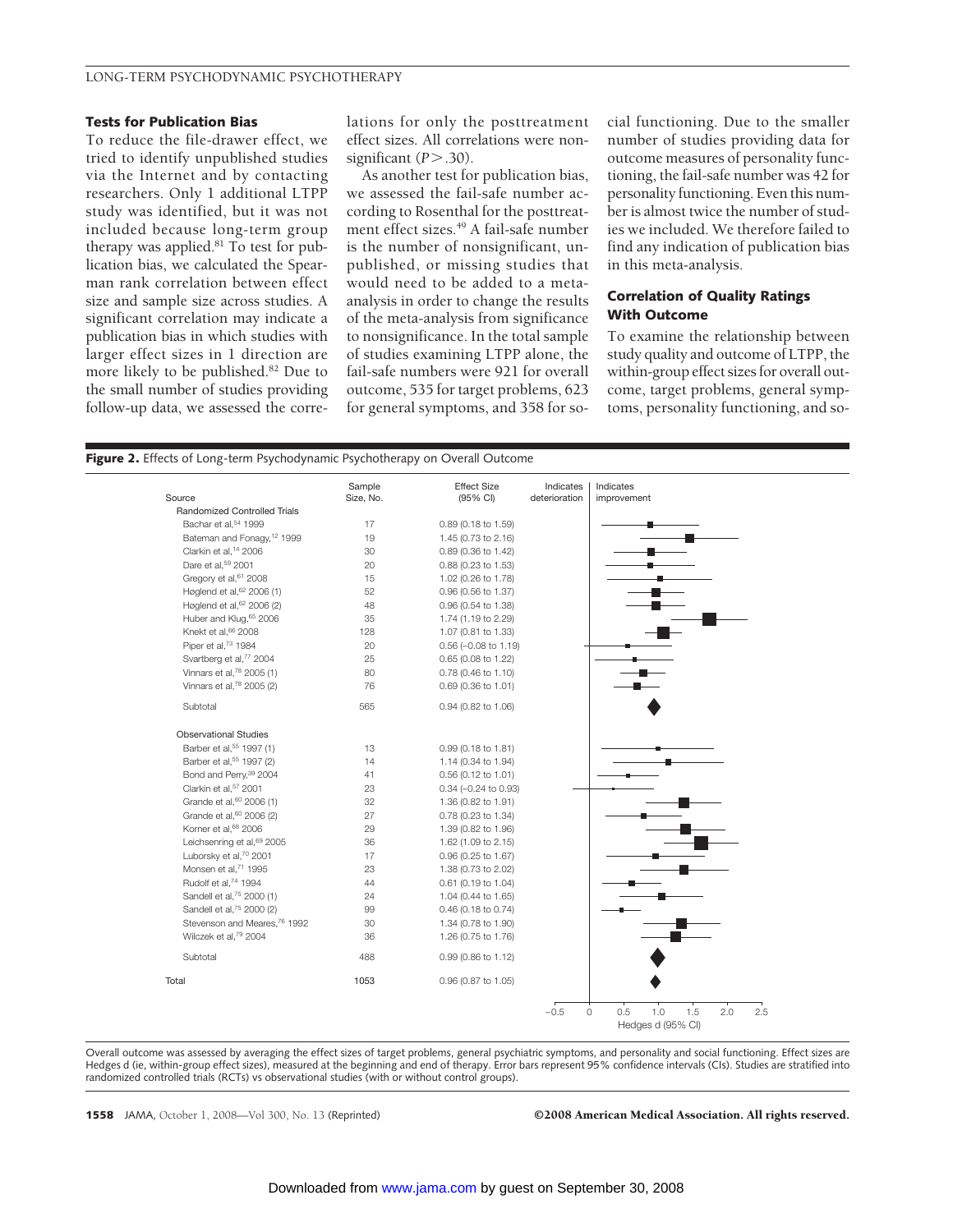### Tests for Publication Bias

To reduce the file-drawer effect, we tried to identify unpublished studies via the Internet and by contacting researchers. Only 1 additional LTPP study was identified, but it was not included because long-term group therapy was applied.[81] To test for publication bias, we calculated the Spearman rank correlation between effect size and sample size across studies. A significant correlation may indicate a publication bias in which studies with larger effect sizes in 1 direction are more likely to be published.[82] Due to the small number of studies providing follow-up data, we assessed the correlations for only the posttreatment effect sizes. All correlations were nonsignificant ($P > .30$).

As another test for publication bias, we assessed the fail-safe number according to Rosenthal for the posttreatment effect sizes.[49] A fail-safe number is the number of nonsignificant, unpublished, or missing studies that would need to be added to a meta-analysis in order to change the results of the meta-analysis from significance to nonsignificance. In the total sample of studies examining LTPP alone, the fail-safe numbers were 921 for overall outcome, 535 for target problems, 623 for general symptoms, and 358 for social functioning. Due to the smaller number of studies providing data for outcome measures of personality functioning, the fail-safe number was 42 for personality functioning. Even this number is almost twice the number of studies we included. We therefore failed to find any indication of publication bias in this meta-analysis.

### Correlation of Quality Ratings With Outcome

To examine the relationship between study quality and outcome of LTPP, the within-group effect sizes for overall outcome, target problems, general symptoms, personality functioning, and so-

**Figure 2.** Effects of Long-term Psychodynamic Psychotherapy on Overall Outcome

| Source | Sample Size, No. | Effect Size (95% CI) |
|---|---|---|
| **Randomized Controlled Trials** | | |
| Bachar et al,[54] 1999 | 17 | 0.89 (0.18 to 1.59) |
| Bateman and Fonagy,[12] 1999 | 19 | 1.45 (0.73 to 2.16) |
| Clarkin et al,[14] 2006 | 30 | 0.89 (0.36 to 1.42) |
| Dare et al,[59] 2001 | 20 | 0.88 (0.23 to 1.53) |
| Gregory et al,[61] 2008 | 15 | 1.02 (0.26 to 1.78) |
| Høglend et al,[62] 2006 (1) | 52 | 0.96 (0.56 to 1.37) |
| Høglend et al,[62] 2006 (2) | 48 | 0.96 (0.54 to 1.38) |
| Huber and Klug,[65] 2006 | 35 | 1.74 (1.19 to 2.29) |
| Knekt et al,[66] 2008 | 128 | 1.07 (0.81 to 1.33) |
| Piper et al,[73] 1984 | 20 | 0.56 (−0.08 to 1.19) |
| Svartberg et al,[77] 2004 | 25 | 0.65 (0.08 to 1.22) |
| Vinnars et al,[78] 2005 (1) | 80 | 0.78 (0.46 to 1.10) |
| Vinnars et al,[78] 2005 (2) | 76 | 0.69 (0.36 to 1.01) |
| Subtotal | 565 | 0.94 (0.82 to 1.06) |
| **Observational Studies** | | |
| Barber et al,[55] 1997 (1) | 13 | 0.99 (0.18 to 1.81) |
| Barber et al,[55] 1997 (2) | 14 | 1.14 (0.34 to 1.94) |
| Bond and Perry,[39] 2004 | 41 | 0.56 (0.12 to 1.01) |
| Clarkin et al,[57] 2001 | 23 | 0.34 (−0.24 to 0.93) |
| Grande et al,[60] 2006 (1) | 32 | 1.36 (0.82 to 1.91) |
| Grande et al,[60] 2006 (2) | 27 | 0.78 (0.23 to 1.34) |
| Korner et al,[68] 2006 | 29 | 1.39 (0.82 to 1.96) |
| Leichsenring et al,[69] 2005 | 36 | 1.62 (1.09 to 2.15) |
| Luborsky et al,[70] 2001 | 17 | 0.96 (0.25 to 1.67) |
| Monsen et al,[71] 1995 | 23 | 1.38 (0.73 to 2.02) |
| Rudolf et al,[74] 1994 | 44 | 0.61 (0.19 to 1.04) |
| Sandell et al,[75] 2000 (1) | 24 | 1.04 (0.44 to 1.65) |
| Sandell et al,[75] 2000 (2) | 99 | 0.46 (0.18 to 0.74) |
| Stevenson and Meares,[76] 1992 | 30 | 1.34 (0.78 to 1.90) |
| Wilczek et al,[79] 2004 | 36 | 1.26 (0.75 to 1.76) |
| Subtotal | 488 | 0.99 (0.86 to 1.12) |
| Total | 1053 | 0.96 (0.87 to 1.05) |

Overall outcome was assessed by averaging the effect sizes of target problems, general psychiatric symptoms, and personality and social functioning. Effect sizes are Hedges d (ie, within-group effect sizes), measured at the beginning and end of therapy. Error bars represent 95% confidence intervals (CIs). Studies are stratified into randomized controlled trials (RCTs) vs observational studies (with or without control groups).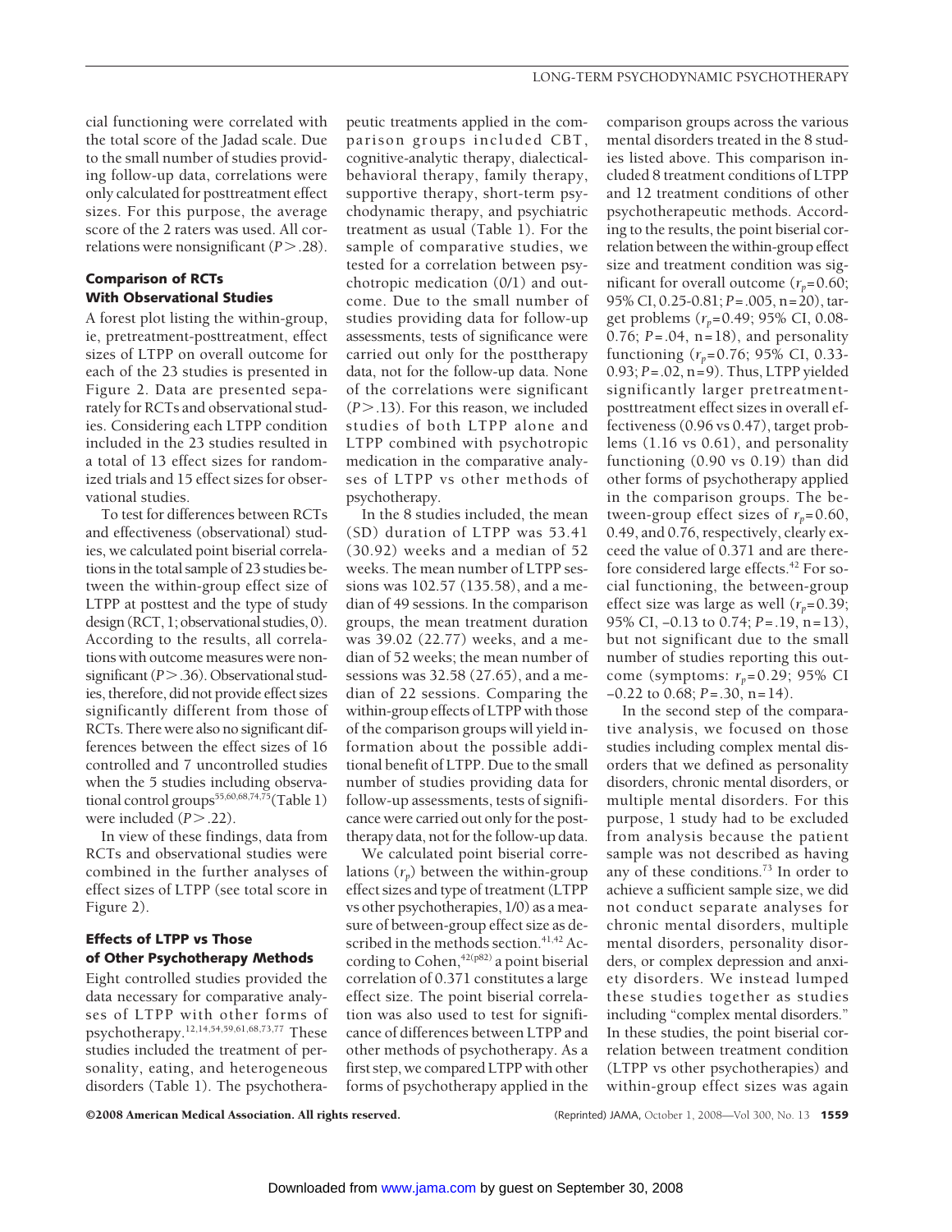cial functioning were correlated with the total score of the Jadad scale. Due to the small number of studies providing follow-up data, correlations were only calculated for posttreatment effect sizes. For this purpose, the average score of the 2 raters was used. All correlations were nonsignificant ($P > .28$).

### Comparison of RCTs With Observational Studies

A forest plot listing the within-group, ie, pretreatment-posttreatment, effect sizes of LTPP on overall outcome for each of the 23 studies is presented in Figure 2. Data are presented separately for RCTs and observational studies. Considering each LTPP condition included in the 23 studies resulted in a total of 13 effect sizes for randomized trials and 15 effect sizes for observational studies.

To test for differences between RCTs and effectiveness (observational) studies, we calculated point biserial correlations in the total sample of 23 studies between the within-group effect size of LTPP at posttest and the type of study design (RCT, 1; observational studies, 0). According to the results, all correlations with outcome measures were nonsignificant ($P > .36$). Observational studies, therefore, did not provide effect sizes significantly different from those of RCTs. There were also no significant differences between the effect sizes of 16 controlled and 7 uncontrolled studies when the 5 studies including observational control groups[35,60,68,74,75] (Table 1) were included ($P > .22$).

In view of these findings, data from RCTs and observational studies were combined in the further analyses of effect sizes of LTPP (see total score in Figure 2).

### Effects of LTPP vs Those of Other Psychotherapy Methods

Eight controlled studies provided the data necessary for comparative analyses of LTPP with other forms of psychotherapy.[12,14,54,59,61,68,73,77] These studies included the treatment of personality, eating, and heterogeneous disorders (Table 1). The psychotherapeutic treatments applied in the comparison groups included CBT, cognitive-analytic therapy, dialectical-behavioral therapy, family therapy, supportive therapy, short-term psychodynamic therapy, and psychiatric treatment as usual (Table 1). For the sample of comparative studies, we tested for a correlation between psychotropic medication (0/1) and outcome. Due to the small number of studies providing data for follow-up assessments, tests of significance were carried out only for the posttherapy data, not for the follow-up data. None of the correlations were significant ($P > .13$). For this reason, we included studies of both LTPP alone and LTPP combined with psychotropic medication in the comparative analyses of LTPP vs other methods of psychotherapy.

In the 8 studies included, the mean (SD) duration of LTPP was 53.41 (30.92) weeks and a median of 52 weeks. The mean number of LTPP sessions was 102.57 (135.58), and a median of 49 sessions. In the comparison groups, the mean treatment duration was 39.02 (22.77) weeks, and a median of 52 weeks; the mean number of sessions was 32.58 (27.65), and a median of 22 sessions. Comparing the within-group effects of LTPP with those of the comparison groups will yield information about the possible additional benefit of LTPP. Due to the small number of studies providing data for follow-up assessments, tests of significance were carried out only for the posttherapy data, not for the follow-up data.

We calculated point biserial correlations ($r_p$) between the within-group effect sizes and type of treatment (LTPP vs other psychotherapies, 1/0) as a measure of between-group effect size as described in the methods section.[41,42] According to Cohen,[42(p82)] a point biserial correlation of 0.371 constitutes a large effect size. The point biserial correlation was also used to test for significance of differences between LTPP and other methods of psychotherapy. As a first step, we compared LTPP with other forms of psychotherapy applied in the comparison groups across the various mental disorders treated in the 8 studies listed above. This comparison included 8 treatment conditions of LTPP and 12 treatment conditions of other psychotherapeutic methods. According to the results, the point biserial correlation between the within-group effect size and treatment condition was significant for overall outcome ($r_p = 0.60$; 95% CI, 0.25-0.81; $P = .005$, n = 20), target problems ($r_p = 0.49$; 95% CI, 0.08-0.76; $P = .04$, n = 18), and personality functioning ($r_p = 0.76$; 95% CI, 0.33-0.93; $P = .02$, n = 9). Thus, LTPP yielded significantly larger pretreatment-posttreatment effect sizes in overall effectiveness (0.96 vs 0.47), target problems (1.16 vs 0.61), and personality functioning (0.90 vs 0.19) than did other forms of psychotherapy applied in the comparison groups. The between-group effect sizes of $r_p = 0.60$, 0.49, and 0.76, respectively, clearly exceed the value of 0.371 and are therefore considered large effects.[42] For social functioning, the between-group effect size was large as well ($r_p = 0.39$; 95% CI, −0.13 to 0.74; $P = .19$, n = 13), but not significant due to the small number of studies reporting this outcome (symptoms: $r_p = 0.29$; 95% CI −0.22 to 0.68; $P = .30$, n = 14).

In the second step of the comparative analysis, we focused on those studies including complex mental disorders that we defined as personality disorders, chronic mental disorders, or multiple mental disorders. For this purpose, 1 study had to be excluded from analysis because the patient sample was not described as having any of these conditions.[73] In order to achieve a sufficient sample size, we did not conduct separate analyses for chronic mental disorders, multiple mental disorders, personality disorders, or complex depression and anxiety disorders. We instead lumped these studies together as studies including "complex mental disorders." In these studies, the point biserial correlation between treatment condition (LTPP vs other psychotherapies) and within-group effect sizes was again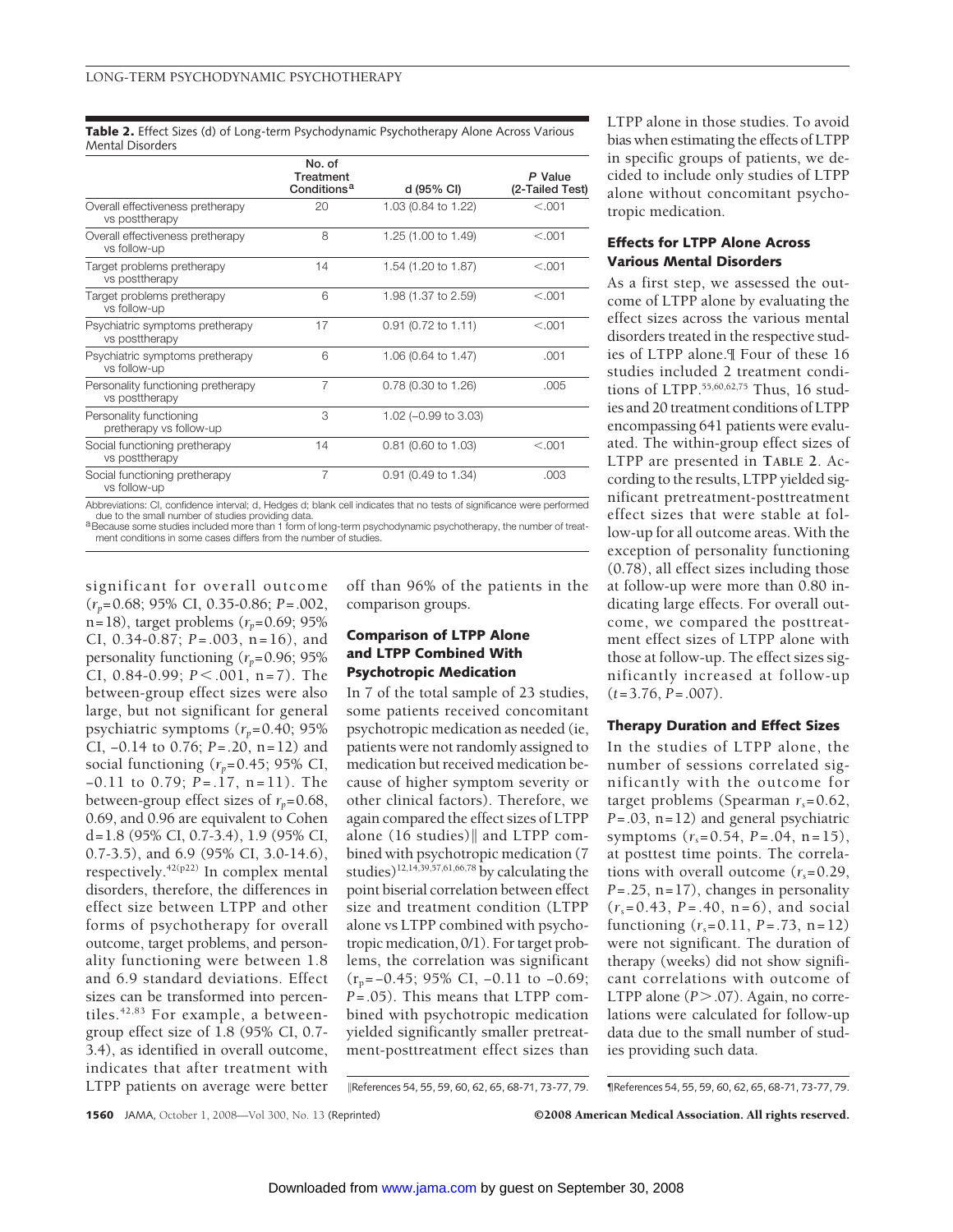**Table 2.** Effect Sizes (d) of Long-term Psychodynamic Psychotherapy Alone Across Various Mental Disorders

| | No. of Treatment Conditions[a] | d (95% CI) | P Value (2-Tailed Test) |
|---|---|---|---|
| Overall effectiveness pretherapy vs posttherapy | 20 | 1.03 (0.84 to 1.22) | <.001 |
| Overall effectiveness pretherapy vs follow-up | 8 | 1.25 (1.00 to 1.49) | <.001 |
| Target problems pretherapy vs posttherapy | 14 | 1.54 (1.20 to 1.87) | <.001 |
| Target problems pretherapy vs follow-up | 6 | 1.98 (1.37 to 2.59) | <.001 |
| Psychiatric symptoms pretherapy vs posttherapy | 17 | 0.91 (0.72 to 1.11) | <.001 |
| Psychiatric symptoms pretherapy vs follow-up | 6 | 1.06 (0.64 to 1.47) | .001 |
| Personality functioning pretherapy vs posttherapy | 7 | 0.78 (0.30 to 1.26) | .005 |
| Personality functioning pretherapy vs follow-up | 3 | 1.02 (−0.99 to 3.03) | |
| Social functioning pretherapy vs posttherapy | 14 | 0.81 (0.60 to 1.03) | <.001 |
| Social functioning pretherapy vs follow-up | 7 | 0.91 (0.49 to 1.34) | .003 |

Abbreviations: CI, confidence interval; d, Hedges d; blank cell indicates that no tests of significance were performed due to the small number of studies providing data.
[a] Because some studies included more than 1 form of long-term psychodynamic psychotherapy, the number of treatment conditions in some cases differs from the number of studies.

significant for overall outcome ($r_p$=0.68; 95% CI, 0.35-0.86; $P$=.002, n=18), target problems ($r_p$=0.69; 95% CI, 0.34-0.87; $P$=.003, n=16), and personality functioning ($r_p$=0.96; 95% CI, 0.84-0.99; $P<.001$, n=7). The between-group effect sizes were also large, but not significant for general psychiatric symptoms ($r_p$=0.40; 95% CI, −0.14 to 0.76; $P$=.20, n=12) and social functioning ($r_p$=0.45; 95% CI, −0.11 to 0.79; $P$=.17, n=11). The between-group effect sizes of $r_p$=0.68, 0.69, and 0.96 are equivalent to Cohen d=1.8 (95% CI, 0.7-3.4), 1.9 (95% CI, 0.7-3.5), and 6.9 (95% CI, 3.0-14.6), respectively.[42(p22)] In complex mental disorders, therefore, the differences in effect size between LTPP and other forms of psychotherapy for overall outcome, target problems, and personality functioning were between 1.8 and 6.9 standard deviations. Effect sizes can be transformed into percentiles.[42,83] For example, a between-group effect size of 1.8 (95% CI, 0.7-3.4), as identified in overall outcome, indicates that after treatment with LTPP patients on average were better off than 96% of the patients in the comparison groups.

### Comparison of LTPP Alone and LTPP Combined With Psychotropic Medication

In 7 of the total sample of 23 studies, some patients received concomitant psychotropic medication as needed (ie, patients were not randomly assigned to medication but received medication because of higher symptom severity or other clinical factors). Therefore, we again compared the effect sizes of LTPP alone (16 studies)‖ and LTPP combined with psychotropic medication (7 studies)[12,14,39,57,61,66,78] by calculating the point biserial correlation between effect size and treatment condition (LTPP alone vs LTPP combined with psychotropic medication, 0/1). For target problems, the correlation was significant ($r_p$=−0.45; 95% CI, −0.11 to −0.69; $P$=.05). This means that LTPP combined with psychotropic medication yielded significantly smaller pretreatment-posttreatment effect sizes than LTPP alone in those studies. To avoid bias when estimating the effects of LTPP in specific groups of patients, we decided to include only studies of LTPP alone without concomitant psychotropic medication.

### Effects for LTPP Alone Across Various Mental Disorders

As a first step, we assessed the outcome of LTPP alone by evaluating the effect sizes across the various mental disorders treated in the respective studies of LTPP alone.¶ Four of these 16 studies included 2 treatment conditions of LTPP.[55,60,62,75] Thus, 16 studies and 20 treatment conditions of LTPP encompassing 641 patients were evaluated. The within-group effect sizes of LTPP are presented in **Table 2**. According to the results, LTPP yielded significant pretreatment-posttreatment effect sizes that were stable at follow-up for all outcome areas. With the exception of personality functioning (0.78), all effect sizes including those at follow-up were more than 0.80 indicating large effects. For overall outcome, we compared the posttreatment effect sizes of LTPP alone with those at follow-up. The effect sizes significantly increased at follow-up ($t$=3.76, $P$=.007).

### Therapy Duration and Effect Sizes

In the studies of LTPP alone, the number of sessions correlated significantly with the outcome for target problems (Spearman $r_s$=0.62, $P$=.03, n=12) and general psychiatric symptoms ($r_s$=0.54, $P$=.04, n=15), at posttest time points. The correlations with overall outcome ($r_s$=0.29, $P$=.25, n=17), changes in personality ($r_s$=0.43, $P$=.40, n=6), and social functioning ($r_s$=0.11, $P$=.73, n=12) were not significant. The duration of therapy (weeks) did not show significant correlations with outcome of LTPP alone ($P>.07$). Again, no correlations were calculated for follow-up data due to the small number of studies providing such data.

‖References 54, 55, 59, 60, 62, 65, 68-71, 73-77, 79.

¶References 54, 55, 59, 60, 62, 65, 68-71, 73-77, 79.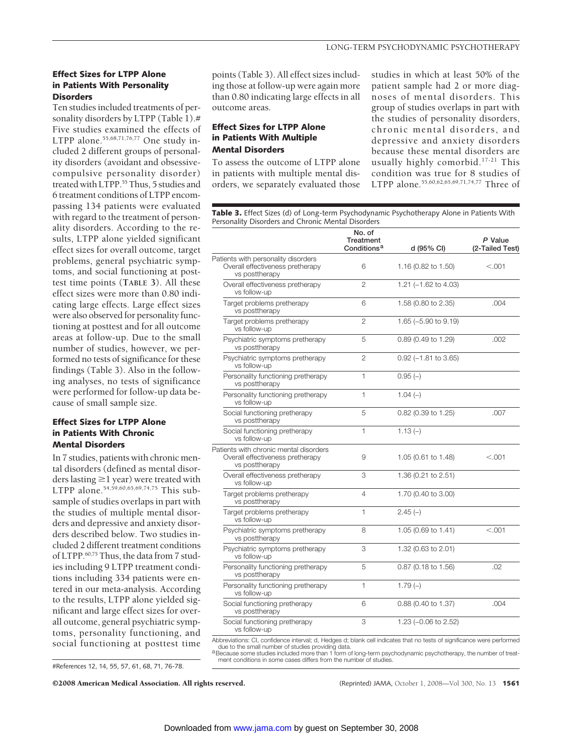### Effect Sizes for LTPP Alone in Patients With Personality Disorders

Ten studies included treatments of personality disorders by LTPP (Table 1).# Five studies examined the effects of LTPP alone.[55,68,71,76,77] One study included 2 different groups of personality disorders (avoidant and obsessive-compulsive personality disorder) treated with LTPP.[55] Thus, 5 studies and 6 treatment conditions of LTPP encompassing 134 patients were evaluated with regard to the treatment of personality disorders. According to the results, LTPP alone yielded significant effect sizes for overall outcome, target problems, general psychiatric symptoms, and social functioning at posttest time points (**TABLE 3**). All these effect sizes were more than 0.80 indicating large effects. Large effect sizes were also observed for personality functioning at posttest and for all outcome areas at follow-up. Due to the small number of studies, however, we performed no tests of significance for these findings (Table 3). Also in the following analyses, no tests of significance were performed for follow-up data because of small sample size.

### Effect Sizes for LTPP Alone in Patients With Chronic Mental Disorders

In 7 studies, patients with chronic mental disorders (defined as mental disorders lasting ≥1 year) were treated with LTPP alone.[54,59,60,65,69,74,75] This subsample of studies overlaps in part with the studies of multiple mental disorders and depressive and anxiety disorders described below. Two studies included 2 different treatment conditions of LTPP.[60,75] Thus, the data from 7 studies including 9 LTPP treatment conditions including 334 patients were entered in our meta-analysis. According to the results, LTPP alone yielded significant and large effect sizes for overall outcome, general psychiatric symptoms, personality functioning, and social functioning at posttest time points (Table 3). All effect sizes including those at follow-up were again more than 0.80 indicating large effects in all outcome areas.

### Effect Sizes for LTPP Alone in Patients With Multiple Mental Disorders

To assess the outcome of LTPP alone in patients with multiple mental disorders, we separately evaluated those studies in which at least 50% of the patient sample had 2 or more diagnoses of mental disorders. This group of studies overlaps in part with the studies of personality disorders, chronic mental disorders, and depressive and anxiety disorders because these mental disorders are usually highly comorbid.[17-21] This condition was true for 8 studies of LTPP alone.[55,60,62,65,69,71,74,77] Three of

#References 12, 14, 55, 57, 61, 68, 71, 76-78.

**Table 3.** Effect Sizes (d) of Long-term Psychodynamic Psychotherapy Alone in Patients With Personality Disorders and Chronic Mental Disorders

| | No. of Treatment Conditions[a] | d (95% CI) | *P* Value (2-Tailed Test) |
|---|---|---|---|
| Patients with personality disorders | | | |
| Overall effectiveness pretherapy vs posttherapy | 6 | 1.16 (0.82 to 1.50) | <.001 |
| Overall effectiveness pretherapy vs follow-up | 2 | 1.21 (−1.62 to 4.03) | |
| Target problems pretherapy vs posttherapy | 6 | 1.58 (0.80 to 2.35) | .004 |
| Target problems pretherapy vs follow-up | 2 | 1.65 (−5.90 to 9.19) | |
| Psychiatric symptoms pretherapy vs posttherapy | 5 | 0.89 (0.49 to 1.29) | .002 |
| Psychiatric symptoms pretherapy vs follow-up | 2 | 0.92 (−1.81 to 3.65) | |
| Personality functioning pretherapy vs posttherapy | 1 | 0.95 (–) | |
| Personality functioning pretherapy vs follow-up | 1 | 1.04 (–) | |
| Social functioning pretherapy vs posttherapy | 5 | 0.82 (0.39 to 1.25) | .007 |
| Social functioning pretherapy vs follow-up | 1 | 1.13 (–) | |
| Patients with chronic mental disorders | | | |
| Overall effectiveness pretherapy vs posttherapy | 9 | 1.05 (0.61 to 1.48) | <.001 |
| Overall effectiveness pretherapy vs follow-up | 3 | 1.36 (0.21 to 2.51) | |
| Target problems pretherapy vs posttherapy | 4 | 1.70 (0.40 to 3.00) | |
| Target problems pretherapy vs follow-up | 1 | 2.45 (–) | |
| Psychiatric symptoms pretherapy vs posttherapy | 8 | 1.05 (0.69 to 1.41) | <.001 |
| Psychiatric symptoms pretherapy vs follow-up | 3 | 1.32 (0.63 to 2.01) | |
| Personality functioning pretherapy vs posttherapy | 5 | 0.87 (0.18 to 1.56) | .02 |
| Personality functioning pretherapy vs follow-up | 1 | 1.79 (–) | |
| Social functioning pretherapy vs posttherapy | 6 | 0.88 (0.40 to 1.37) | .004 |
| Social functioning pretherapy vs follow-up | 3 | 1.23 (−0.06 to 2.52) | |

Abbreviations: CI, confidence interval; d, Hedges d; blank cell indicates that no tests of significance were performed due to the small number of studies providing data.
[a] Because some studies included more than 1 form of long-term psychodynamic psychotherapy, the number of treatment conditions in some cases differs from the number of studies.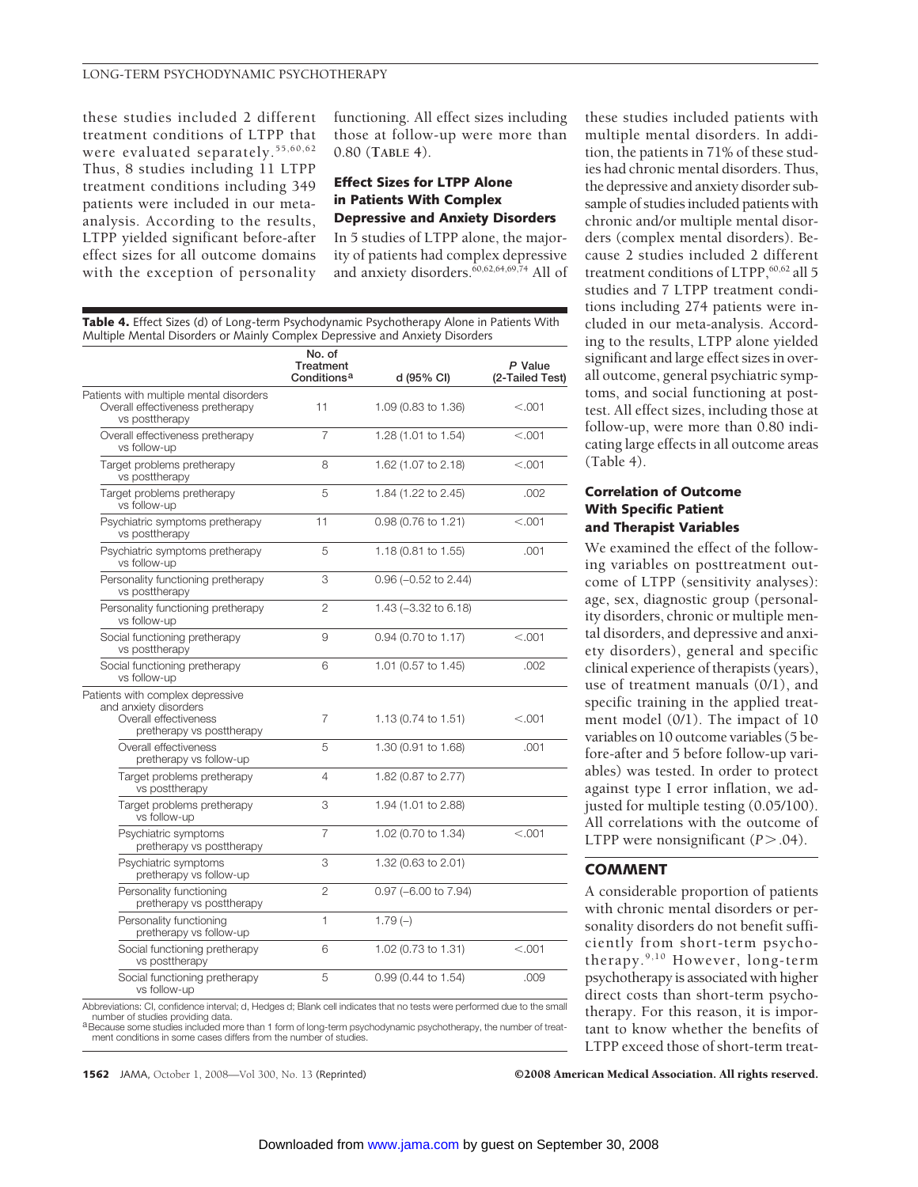these studies included 2 different treatment conditions of LTPP that were evaluated separately.[55,60,62] Thus, 8 studies including 11 LTPP treatment conditions including 349 patients were included in our meta-analysis. According to the results, LTPP yielded significant before-after effect sizes for all outcome domains with the exception of personality functioning. All effect sizes including those at follow-up were more than 0.80 (**TABLE 4**).

### Effect Sizes for LTPP Alone in Patients With Complex Depressive and Anxiety Disorders

In 5 studies of LTPP alone, the majority of patients had complex depressive and anxiety disorders.[60,62,64,69,74] All of these studies included patients with multiple mental disorders. In addition, the patients in 71% of these studies had chronic mental disorders. Thus, the depressive and anxiety disorder subsample of studies included patients with chronic and/or multiple mental disorders (complex mental disorders). Because 2 studies included 2 different treatment conditions of LTPP,[60,62] all 5 studies and 7 LTPP treatment conditions including 274 patients were included in our meta-analysis. According to the results, LTPP alone yielded significant and large effect sizes in overall outcome, general psychiatric symptoms, and social functioning at posttest. All effect sizes, including those at follow-up, were more than 0.80 indicating large effects in all outcome areas (Table 4).

**Table 4.** Effect Sizes (d) of Long-term Psychodynamic Psychotherapy Alone in Patients With Multiple Mental Disorders or Mainly Complex Depressive and Anxiety Disorders

| | No. of Treatment Conditions[a] | d (95% CI) | *P* Value (2-Tailed Test) |
|---|---|---|---|
| **Patients with multiple mental disorders** | | | |
| Overall effectiveness pretherapy vs posttherapy | 11 | 1.09 (0.83 to 1.36) | <.001 |
| Overall effectiveness pretherapy vs follow-up | 7 | 1.28 (1.01 to 1.54) | <.001 |
| Target problems pretherapy vs posttherapy | 8 | 1.62 (1.07 to 2.18) | <.001 |
| Target problems pretherapy vs follow-up | 5 | 1.84 (1.22 to 2.45) | .002 |
| Psychiatric symptoms pretherapy vs posttherapy | 11 | 0.98 (0.76 to 1.21) | <.001 |
| Psychiatric symptoms pretherapy vs follow-up | 5 | 1.18 (0.81 to 1.55) | .001 |
| Personality functioning pretherapy vs posttherapy | 3 | 0.96 (−0.52 to 2.44) | |
| Personality functioning pretherapy vs follow-up | 2 | 1.43 (−3.32 to 6.18) | |
| Social functioning pretherapy vs posttherapy | 9 | 0.94 (0.70 to 1.17) | <.001 |
| Social functioning pretherapy vs follow-up | 6 | 1.01 (0.57 to 1.45) | .002 |
| **Patients with complex depressive and anxiety disorders** | | | |
| Overall effectiveness pretherapy vs posttherapy | 7 | 1.13 (0.74 to 1.51) | <.001 |
| Overall effectiveness pretherapy vs follow-up | 5 | 1.30 (0.91 to 1.68) | .001 |
| Target problems pretherapy vs posttherapy | 4 | 1.82 (0.87 to 2.77) | |
| Target problems pretherapy vs follow-up | 3 | 1.94 (1.01 to 2.88) | |
| Psychiatric symptoms pretherapy vs posttherapy | 7 | 1.02 (0.70 to 1.34) | <.001 |
| Psychiatric symptoms pretherapy vs follow-up | 3 | 1.32 (0.63 to 2.01) | |
| Personality functioning pretherapy vs posttherapy | 2 | 0.97 (−6.00 to 7.94) | |
| Personality functioning pretherapy vs follow-up | 1 | 1.79 (–) | |
| Social functioning pretherapy vs posttherapy | 6 | 1.02 (0.73 to 1.31) | <.001 |
| Social functioning pretherapy vs follow-up | 5 | 0.99 (0.44 to 1.54) | .009 |

Abbreviations: CI, confidence interval; d, Hedges d; Blank cell indicates that no tests were performed due to the small number of studies providing data.
[a] Because some studies included more than 1 form of long-term psychodynamic psychotherapy, the number of treatment conditions in some cases differs from the number of studies.

### Correlation of Outcome With Specific Patient and Therapist Variables

We examined the effect of the following variables on posttreatment outcome of LTPP (sensitivity analyses): age, sex, diagnostic group (personality disorders, chronic or multiple mental disorders, and depressive and anxiety disorders), general and specific clinical experience of therapists (years), use of treatment manuals (0/1), and specific training in the applied treatment model (0/1). The impact of 10 variables on 10 outcome variables (5 before-after and 5 before follow-up variables) was tested. In order to protect against type I error inflation, we adjusted for multiple testing (0.05/100). All correlations with the outcome of LTPP were nonsignificant ($P > .04$).

## COMMENT

A considerable proportion of patients with chronic mental disorders or personality disorders do not benefit sufficiently from short-term psychotherapy.[9,10] However, long-term psychotherapy is associated with higher direct costs than short-term psychotherapy. For this reason, it is important to know whether the benefits of LTPP exceed those of short-term treat-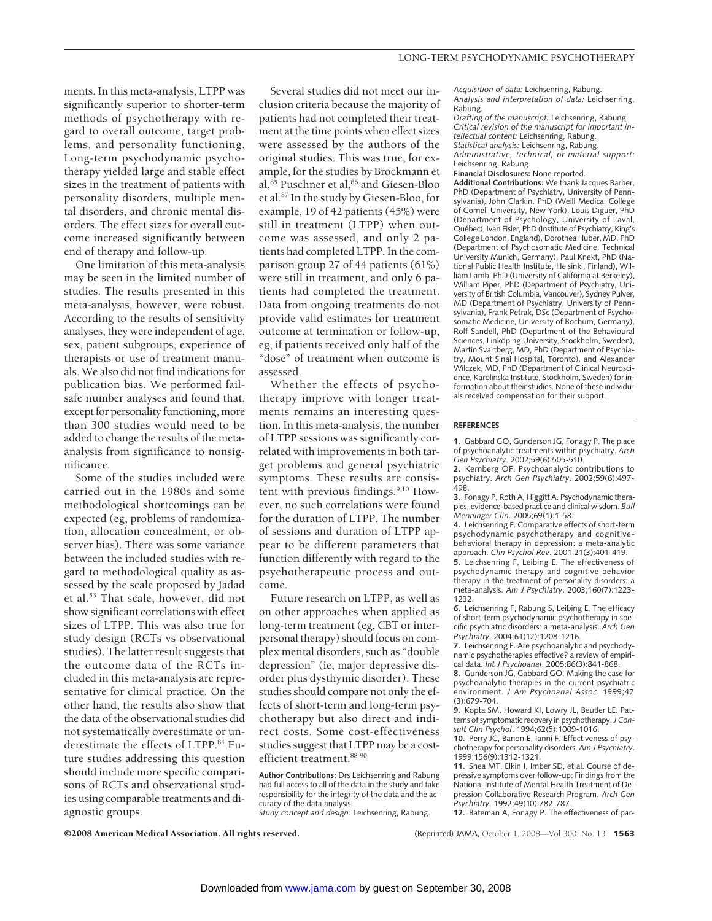ments. In this meta-analysis, LTPP was significantly superior to shorter-term methods of psychotherapy with regard to overall outcome, target problems, and personality functioning. Long-term psychodynamic psychotherapy yielded large and stable effect sizes in the treatment of patients with personality disorders, multiple mental disorders, and chronic mental disorders. The effect sizes for overall outcome increased significantly between end of therapy and follow-up.

One limitation of this meta-analysis may be seen in the limited number of studies. The results presented in this meta-analysis, however, were robust. According to the results of sensitivity analyses, they were independent of age, sex, patient subgroups, experience of therapists or use of treatment manuals. We also did not find indications for publication bias. We performed fail-safe number analyses and found that, except for personality functioning, more than 300 studies would need to be added to change the results of the meta-analysis from significance to nonsignificance.

Some of the studies included were carried out in the 1980s and some methodological shortcomings can be expected (eg, problems of randomization, allocation concealment, or observer bias). There was some variance between the included studies with regard to methodological quality as assessed by the scale proposed by Jadad et al.[53] That scale, however, did not show significant correlations with effect sizes of LTPP. This was also true for study design (RCTs vs observational studies). The latter result suggests that the outcome data of the RCTs included in this meta-analysis are representative for clinical practice. On the other hand, the results also show that the data of the observational studies did not systematically overestimate or underestimate the effects of LTPP.[84] Future studies addressing this question should include more specific comparisons of RCTs and observational studies using comparable treatments and diagnostic groups.

Several studies did not meet our inclusion criteria because the majority of patients had not completed their treatment at the time points when effect sizes were assessed by the authors of the original studies. This was true, for example, for the studies by Brockmann et al,[85] Puschner et al,[86] and Giesen-Bloo et al.[87] In the study by Giesen-Bloo, for example, 19 of 42 patients (45%) were still in treatment (LTPP) when outcome was assessed, and only 2 patients had completed LTPP. In the comparison group 27 of 44 patients (61%) were still in treatment, and only 6 patients had completed the treatment. Data from ongoing treatments do not provide valid estimates for treatment outcome at termination or follow-up, eg, if patients received only half of the "dose" of treatment when outcome is assessed.

Whether the effects of psychotherapy improve with longer treatments remains an interesting question. In this meta-analysis, the number of LTPP sessions was significantly correlated with improvements in both target problems and general psychiatric symptoms. These results are consistent with previous findings.[9,10] However, no such correlations were found for the duration of LTPP. The number of sessions and duration of LTPP appear to be different parameters that function differently with regard to the psychotherapeutic process and outcome.

Future research on LTPP, as well as on other approaches when applied as long-term treatment (eg, CBT or interpersonal therapy) should focus on complex mental disorders, such as "double depression" (ie, major depressive disorder plus dysthymic disorder). These studies should compare not only the effects of short-term and long-term psychotherapy but also direct and indirect costs. Some cost-effectiveness studies suggest that LTPP may be a cost-efficient treatment.[88-90]

**Author Contributions:** Drs Leichsenring and Rabung had full access to all of the data in the study and take responsibility for the integrity of the data and the accuracy of the data analysis.
*Study concept and design:* Leichsenring, Rabung.
*Acquisition of data:* Leichsenring, Rabung.
*Analysis and interpretation of data:* Leichsenring, Rabung.
*Drafting of the manuscript:* Leichsenring, Rabung.
*Critical revision of the manuscript for important intellectual content:* Leichsenring, Rabung.
*Statistical analysis:* Leichsenring, Rabung.
*Administrative, technical, or material support:* Leichsenring, Rabung.
**Financial Disclosures:** None reported.
**Additional Contributions:** We thank Jacques Barber, PhD (Department of Psychiatry, University of Pennsylvania), John Clarkin, PhD (Weill Medical College of Cornell University, New York), Louis Diguer, PhD (Department of Psychology, University of Laval, Québec), Ivan Eisler, PhD (Institute of Psychiatry, King's College London, England), Dorothea Huber, MD, PhD (Department of Psychosomatic Medicine, Technical University Munich, Germany), Paul Knekt, PhD (National Public Health Institute, Helsinki, Finland), William Lamb, PhD (University of California at Berkeley), William Piper, PhD (Department of Psychiatry, University of British Columbia, Vancouver), Sydney Pulver, MD (Department of Psychiatry, University of Pennsylvania), Frank Petrak, DSc (Department of Psychosomatic Medicine, University of Bochum, Germany), Rolf Sandell, PhD (Department of the Behavioural Sciences, Linköping University, Stockholm, Sweden), Martin Svartberg, MD, PhD (Department of Psychiatry, Mount Sinai Hospital, Toronto), and Alexander Wilczek, MD, PhD (Department of Clinical Neuroscience, Karolinska Institute, Stockholm, Sweden) for information about their studies. None of these individuals received compensation for their support.

## REFERENCES

1. Gabbard GO, Gunderson JG, Fonagy P. The place of psychoanalytic treatments within psychiatry. *Arch Gen Psychiatry*. 2002;59(6):505-510.
2. Kernberg OF. Psychoanalytic contributions to psychiatry. *Arch Gen Psychiatry*. 2002;59(6):497-498.
3. Fonagy P, Roth A, Higgitt A. Psychodynamic therapies, evidence-based practice and clinical wisdom. *Bull Menninger Clin*. 2005;69(1):1-58.
4. Leichsenring F. Comparative effects of short-term psychodynamic psychotherapy and cognitive-behavioral therapy in depression: a meta-analytic approach. *Clin Psychol Rev*. 2001;21(3):401-419.
5. Leichsenring F, Leibing E. The effectiveness of psychodynamic therapy and cognitive behavior therapy in the treatment of personality disorders: a meta-analysis. *Am J Psychiatry*. 2003;160(7):1223-1232.
6. Leichsenring F, Rabung S, Leibing E. The efficacy of short-term psychodynamic psychotherapy in specific psychiatric disorders: a meta-analysis. *Arch Gen Psychiatry*. 2004;61(12):1208-1216.
7. Leichsenring F. Are psychoanalytic and psychodynamic psychotherapies effective? a review of empirical data. *Int J Psychoanal*. 2005;86(3):841-868.
8. Gunderson JG, Gabbard GO. Making the case for psychoanalytic therapies in the current psychiatric environment. *J Am Psychoanal Assoc*. 1999;47(3):679-704.
9. Kopta SM, Howard KI, Lowry JL, Beutler LE. Patterns of symptomatic recovery in psychotherapy. *J Consult Clin Psychol*. 1994;62(5):1009-1016.
10. Perry JC, Banon E, Ianni F. Effectiveness of psychotherapy for personality disorders. *Am J Psychiatry*. 1999;156(9):1312-1321.
11. Shea MT, Elkin I, Imber SD, et al. Course of depressive symptoms over follow-up: Findings from the National Institute of Mental Health Treatment of Depression Collaborative Research Program. *Arch Gen Psychiatry*. 1992;49(10):782-787.
12. Bateman A, Fonagy P. The effectiveness of par-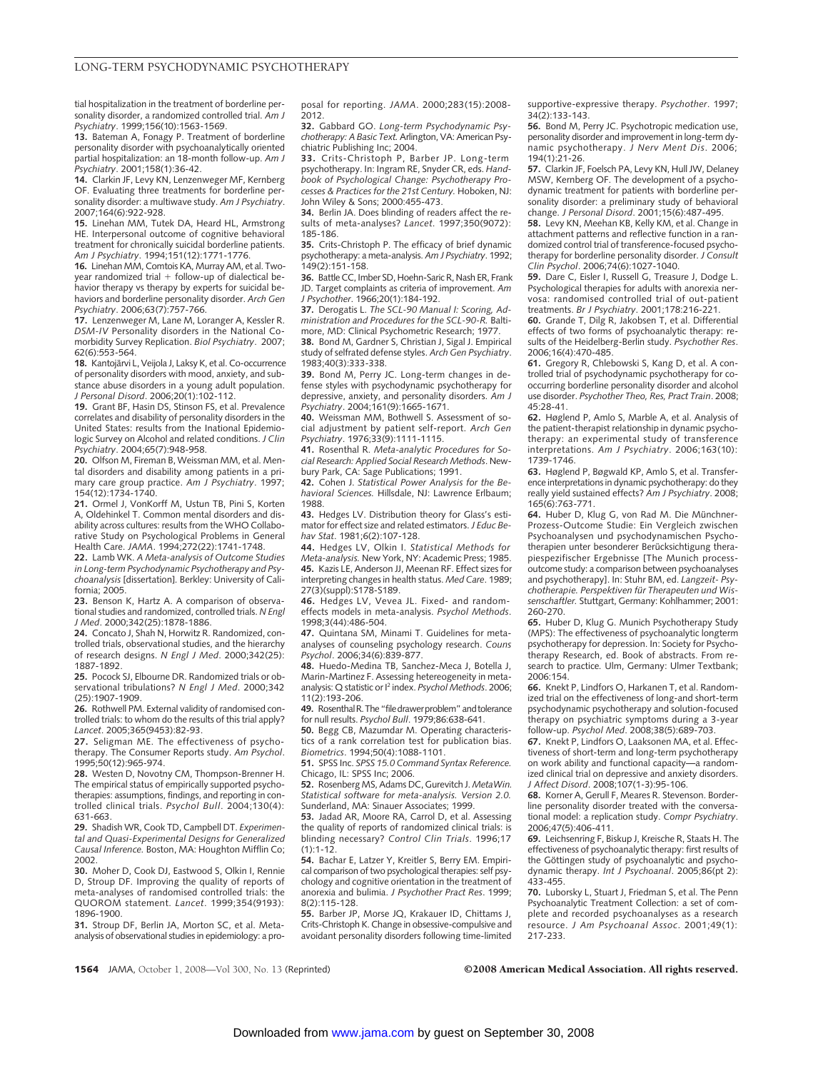tial hospitalization in the treatment of borderline personality disorder, a randomized controlled trial. *Am J Psychiatry*. 1999;156(10):1563-1569.

**13.** Bateman A, Fonagy P. Treatment of borderline personality disorder with psychoanalytically oriented partial hospitalization: an 18-month follow-up. *Am J Psychiatry*. 2001;158(1):36-42.

**14.** Clarkin JF, Levy KN, Lenzenweger MF, Kernberg OF. Evaluating three treatments for borderline personality disorder: a multiwave study. *Am J Psychiatry*. 2007;164(6):922-928.

**15.** Linehan MM, Tutek DA, Heard HL, Armstrong HE. Interpersonal outcome of cognitive behavioral treatment for chronically suicidal borderline patients. *Am J Psychiatry*. 1994;151(12):1771-1776.

**16.** Linehan MM, Comtois KA, Murray AM, et al. Two-year randomized trial + follow-up of dialectical behavior therapy vs therapy by experts for suicidal behaviors and borderline personality disorder. *Arch Gen Psychiatry*. 2006;63(7):757-766.

**17.** Lenzenweger M, Lane M, Loranger A, Kessler R. *DSM-IV* Personality disorders in the National Comorbidity Survey Replication. *Biol Psychiatry*. 2007; 62(6):553-564.

**18.** Kantojärvi L, Veijola J, Laksy K, et al. Co-occurrence of personality disorders with mood, anxiety, and substance abuse disorders in a young adult population. *J Personal Disord*. 2006;20(1):102-112.

**19.** Grant BF, Hasin DS, Stinson FS, et al. Prevalence correlates and disability of personality disorders in the United States: results from the National Epidemiologic Survey on Alcohol and related conditions. *J Clin Psychiatry*. 2004;65(7):948-958.

**20.** Olfson M, Fireman B, Weissman MM, et al. Mental disorders and disability among patients in a primary care group practice. *Am J Psychiatry*. 1997; 154(12):1734-1740.

**21.** Ormel J, VonKorff M, Ustun TB, Pini S, Korten A, Oldehinkel T. Common mental disorders and disability across cultures: results from the WHO Collaborative Study on Psychological Problems in General Health Care. *JAMA*. 1994;272(22):1741-1748.

**22.** Lamb WK. *A Meta-analysis of Outcome Studies in Long-term Psychodynamic Psychotherapy and Psychoanalysis* [dissertation]. Berkley: University of California; 2005.

**23.** Benson K, Hartz A. A comparison of observational studies and randomized, controlled trials. *N Engl J Med*. 2000;342(25):1878-1886.

**24.** Concato J, Shah N, Horwitz R. Randomized, controlled trials, observational studies, and the hierarchy of research designs. *N Engl J Med*. 2000;342(25): 1887-1892.

**25.** Pocock SJ, Elbourne DR. Randomized trials or observational tribulations? *N Engl J Med*. 2000;342 (25):1907-1909.

**26.** Rothwell PM. External validity of randomised controlled trials: to whom do the results of this trial apply? *Lancet*. 2005;365(9453):82-93.

**27.** Seligman ME. The effectiveness of psychotherapy. The Consumer Reports study. *Am Psychol*. 1995;50(12):965-974.

**28.** Westen D, Novotny CM, Thompson-Brenner H. The empirical status of empirically supported psychotherapies: assumptions, findings, and reporting in controlled clinical trials. *Psychol Bull*. 2004;130(4): 631-663.

**29.** Shadish WR, Cook TD, Campbell DT. *Experimental and Quasi-Experimental Designs for Generalized Causal Inference.* Boston, MA: Houghton Mifflin Co; 2002.

**30.** Moher D, Cook DJ, Eastwood S, Olkin I, Rennie D, Stroup DF. Improving the quality of reports of meta-analyses of randomised controlled trials: the QUOROM statement. *Lancet*. 1999;354(9193): 1896-1900.

**31.** Stroup DF, Berlin JA, Morton SC, et al. Meta-analysis of observational studies in epidemiology: a proposal for reporting. *JAMA*. 2000;283(15):2008-2012.

**32.** Gabbard GO. *Long-term Psychodynamic Psychotherapy: A Basic Text.* Arlington, VA: American Psychiatric Publishing Inc; 2004.

**33.** Crits-Christoph P, Barber JP. Long-term psychotherapy. In: Ingram RE, Snyder CR, eds. *Handbook of Psychological Change: Psychotherapy Processes & Practices for the 21st Century.* Hoboken, NJ: John Wiley & Sons; 2000:455-473.

**34.** Berlin JA. Does blinding of readers affect the results of meta-analyses? *Lancet*. 1997;350(9072): 185-186.

**35.** Crits-Christoph P. The efficacy of brief dynamic psychotherapy: a meta-analysis. *Am J Psychiatry*. 1992; 149(2):151-158.

**36.** Battle CC, Imber SD, Hoehn-Saric R, Nash ER, Frank JD. Target complaints as criteria of improvement. *Am J Psychother*. 1966;20(1):184-192.

**37.** Derogatis L. *The SCL-90 Manual I: Scoring, Administration and Procedures for the SCL-90-R.* Baltimore, MD: Clinical Psychometric Research; 1977.

**38.** Bond M, Gardner S, Christian J, Sigal J. Empirical study of selfrated defense styles. *Arch Gen Psychiatry*. 1983;40(3):333-338.

**39.** Bond M, Perry JC. Long-term changes in defense styles with psychodynamic psychotherapy for depressive, anxiety, and personality disorders. *Am J Psychiatry*. 2004;161(9):1665-1671.

**40.** Weissman MM, Bothwell S. Assessment of social adjustment by patient self-report. *Arch Gen Psychiatry*. 1976;33(9):1111-1115.

**41.** Rosenthal R. *Meta-analytic Procedures for Social Research: Applied Social Research Methods*. Newbury Park, CA: Sage Publications; 1991.

**42.** Cohen J. *Statistical Power Analysis for the Behavioral Sciences.* Hillsdale, NJ: Lawrence Erlbaum; 1988.

**43.** Hedges LV. Distribution theory for Glass's estimator for effect size and related estimators. *J Educ Behav Stat*. 1981;6(2):107-128.

**44.** Hedges LV, Olkin I. *Statistical Methods for Meta-analysis.* New York, NY: Academic Press; 1985.

**45.** Kazis LE, Anderson JJ, Meenan RF. Effect sizes for interpreting changes in health status. *Med Care*. 1989; 27(3)(suppl):S178-S189.

**46.** Hedges LV, Vevea JL. Fixed- and random-effects models in meta-analysis. *Psychol Methods*. 1998;3(4):486-504.

**47.** Quintana SM, Minami T. Guidelines for meta-analyses of counseling psychology research. *Couns Psychol*. 2006;34(6):839-877.

**48.** Huedo-Medina TB, Sanchez-Meca J, Botella J, Marin-Martinez F. Assessing hetereogeneity in meta-analysis: Q statistic or $I^2$ index. *Psychol Methods*. 2006; 11(2):193-206.

**49.** Rosenthal R. The "file drawer problem" and tolerance for null results. *Psychol Bull*. 1979;86:638-641.

**50.** Begg CB, Mazumdar M. Operating characteristics of a rank correlation test for publication bias. *Biometrics*. 1994;50(4):1088-1101.

**51.** SPSS Inc. *SPSS 15.0 Command Syntax Reference.* Chicago, IL: SPSS Inc; 2006.

**52.** Rosenberg MS, Adams DC, Gurevitch J. *MetaWin. Statistical software for meta-analysis. Version 2.0.* Sunderland, MA: Sinauer Associates; 1999.

**53.** Jadad AR, Moore RA, Carrol D, et al. Assessing the quality of reports of randomized clinical trials: is blinding necessary? *Control Clin Trials*. 1996;17 (1):1-12.

**54.** Bachar E, Latzer Y, Kreitler S, Berry EM. Empirical comparison of two psychological therapies: self psychology and cognitive orientation in the treatment of anorexia and bulimia. *J Psychother Pract Res*. 1999; 8(2):115-128.

**55.** Barber JP, Morse JQ, Krakauer ID, Chittams J, Crits-Christoph K. Change in obsessive-compulsive and avoidant personality disorders following time-limited supportive-expressive therapy. *Psychother*. 1997; 34(2):133-143.

**56.** Bond M, Perry JC. Psychotropic medication use, personality disorder and improvement in long-term dynamic psychotherapy. *J Nerv Ment Dis*. 2006; 194(1):21-26.

**57.** Clarkin JF, Foelsch PA, Levy KN, Hull JW, Delaney MSW, Kernberg OF. The development of a psychodynamic treatment for patients with borderline personality disorder: a preliminary study of behavioral change. *J Personal Disord*. 2001;15(6):487-495.

**58.** Levy KN, Meehan KB, Kelly KM, et al. Change in attachment patterns and reflective function in a randomized control trial of transference-focused psychotherapy for borderline personality disorder. *J Consult Clin Psychol*. 2006;74(6):1027-1040.

**59.** Dare C, Eisler I, Russell G, Treasure J, Dodge L. Psychological therapies for adults with anorexia nervosa: randomised controlled trial of out-patient treatments. *Br J Psychiatry*. 2001;178:216-221.

**60.** Grande T, Dilg R, Jakobsen T, et al. Differential effects of two forms of psychoanalytic therapy: results of the Heidelberg-Berlin study. *Psychother Res*. 2006;16(4):470-485.

**61.** Gregory R, Chlebowski S, Kang D, et al. A controlled trial of psychodynamic psychotherapy for co-occurring borderline personality disorder and alcohol use disorder. *Psychother Theo, Res, Pract Train*. 2008; 45:28-41.

**62.** Høglend P, Amlo S, Marble A, et al. Analysis of the patient-therapist relationship in dynamic psychotherapy: an experimental study of transference interpretations. *Am J Psychiatry*. 2006;163(10): 1739-1746.

**63.** Høglend P, Bøgwald KP, Amlo S, et al. Transference interpretations in dynamic psychotherapy: do they really yield sustained effects? *Am J Psychiatry*. 2008; 165(6):763-771.

**64.** Huber D, Klug G, von Rad M. Die Münchner-Prozess-Outcome Studie: Ein Vergleich zwischen Psychoanalysen und psychodynamischen Psychotherapien unter besonderer Berücksichtigung therapiespezifischer Ergebnisse [The Munich process-outcome study: a comparison between psychoanalyses and psychotherapy]. In: Stuhr BM, ed. *Langzeit- Psychotherapie. Perspektiven für Therapeuten und Wissenschaftler.* Stuttgart, Germany: Kohlhammer; 2001: 260-270.

**65.** Huber D, Klug G. Munich Psychotherapy Study (MPS): The effectiveness of psychoanalytic longterm psychotherapy for depression. In: Society for Psychotherapy Research, ed. Book of abstracts. From research to practice. Ulm, Germany: Ulmer Textbank; 2006:154.

**66.** Knekt P, Lindfors O, Harkanen T, et al. Randomized trial on the effectiveness of long-and short-term psychodynamic psychotherapy and solution-focused therapy on psychiatric symptoms during a 3-year follow-up. *Psychol Med*. 2008;38(5):689-703.

**67.** Knekt P, Lindfors O, Laaksonen MA, et al. Effectiveness of short-term and long-term psychotherapy on work ability and functional capacity—a randomized clinical trial on depressive and anxiety disorders. *J Affect Disord*. 2008;107(1-3):95-106.

**68.** Korner A, Gerull F, Meares R. Stevenson. Borderline personality disorder treated with the conversational model: a replication study. *Compr Psychiatry*. 2006;47(5):406-411.

**69.** Leichsenring F, Biskup J, Kreische R, Staats H. The effectiveness of psychoanalytic therapy: first results of the Göttingen study of psychoanalytic and psychodynamic therapy. *Int J Psychoanal*. 2005;86(pt 2): 433-455.

**70.** Luborsky L, Stuart J, Friedman S, et al. The Penn Psychoanalytic Treatment Collection: a set of complete and recorded psychoanalyses as a research resource. *J Am Psychoanal Assoc*. 2001;49(1): 217-233.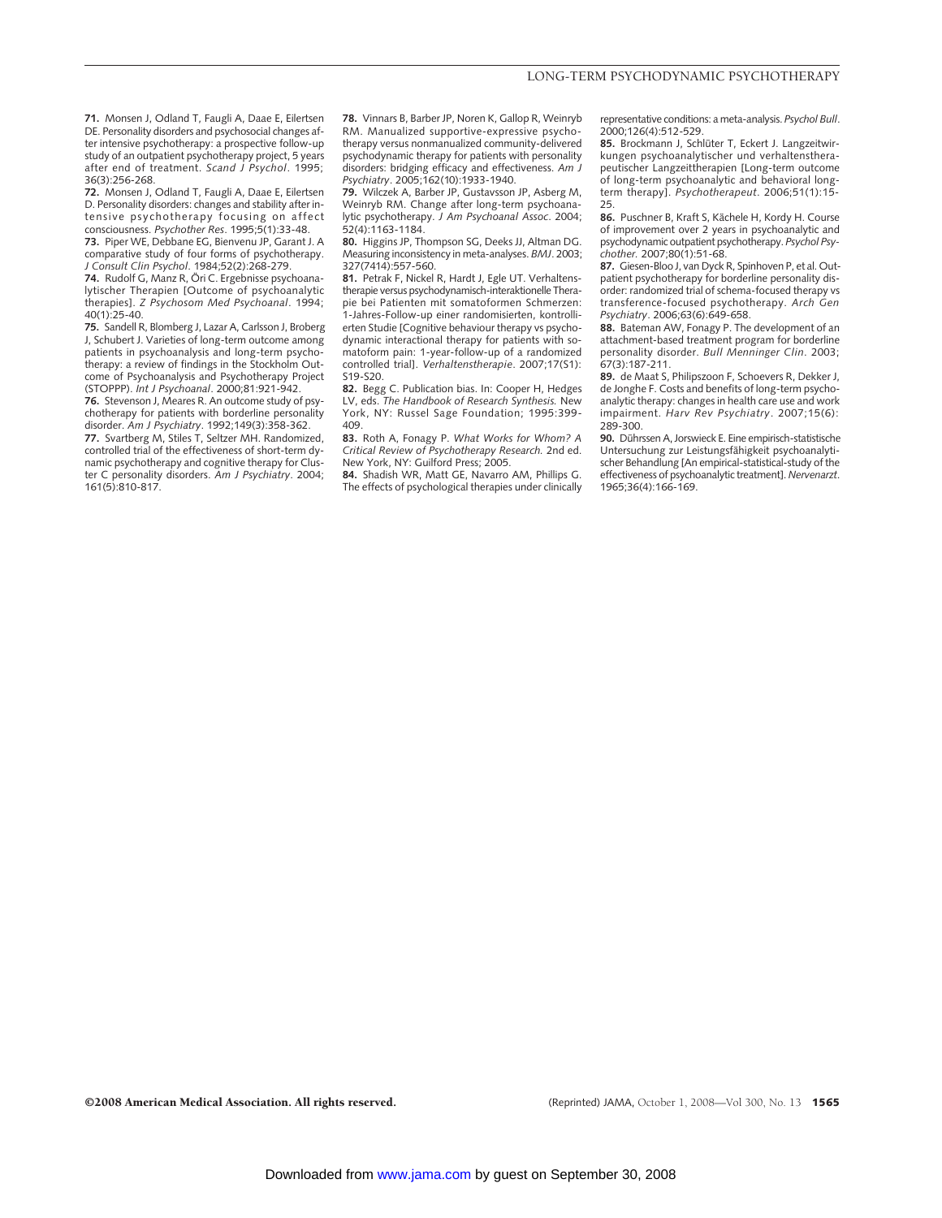**71.** Monsen J, Odland T, Faugli A, Daae E, Eilertsen DE. Personality disorders and psychosocial changes after intensive psychotherapy: a prospective follow-up study of an outpatient psychotherapy project, 5 years after end of treatment. *Scand J Psychol*. 1995;36(3):256-268.

**72.** Monsen J, Odland T, Faugli A, Daae E, Eilertsen D. Personality disorders: changes and stability after intensive psychotherapy focusing on affect consciousness. *Psychother Res*. 1995;5(1):33-48.

**73.** Piper WE, Debbane EG, Bienvenu JP, Garant J. A comparative study of four forms of psychotherapy. *J Consult Clin Psychol*. 1984;52(2):268-279.

**74.** Rudolf G, Manz R, Öri C. Ergebnisse psychoanalytischer Therapien [Outcome of psychoanalytic therapies]. *Z Psychosom Med Psychoanal*. 1994;40(1):25-40.

**75.** Sandell R, Blomberg J, Lazar A, Carlsson J, Broberg J, Schubert J. Varieties of long-term outcome among patients in psychoanalysis and long-term psychotherapy: a review of findings in the Stockholm Outcome of Psychoanalysis and Psychotherapy Project (STOPPP). *Int J Psychoanal*. 2000;81:921-942.

**76.** Stevenson J, Meares R. An outcome study of psychotherapy for patients with borderline personality disorder. *Am J Psychiatry*. 1992;149(3):358-362.

**77.** Svartberg M, Stiles T, Seltzer MH. Randomized, controlled trial of the effectiveness of short-term dynamic psychotherapy and cognitive therapy for Cluster C personality disorders. *Am J Psychiatry*. 2004;161(5):810-817.

**78.** Vinnars B, Barber JP, Noren K, Gallop R, Weinryb RM. Manualized supportive-expressive psychotherapy versus nonmanualized community-delivered psychodynamic therapy for patients with personality disorders: bridging efficacy and effectiveness. *Am J Psychiatry*. 2005;162(10):1933-1940.

**79.** Wilczek A, Barber JP, Gustavsson JP, Asberg M, Weinryb RM. Change after long-term psychoanalytic psychotherapy. *J Am Psychoanal Assoc*. 2004;52(4):1163-1184.

**80.** Higgins JP, Thompson SG, Deeks JJ, Altman DG. Measuring inconsistency in meta-analyses. *BMJ*. 2003;327(7414):557-560.

**81.** Petrak F, Nickel R, Hardt J, Egle UT. Verhaltenstherapie versus psychodynamisch-interaktionelle Therapie bei Patienten mit somatoformen Schmerzen: 1-Jahres-Follow-up einer randomisierten, kontrollierten Studie [Cognitive behaviour therapy vs psychodynamic interactional therapy for patients with somatoform pain: 1-year-follow-up of a randomized controlled trial]. *Verhaltenstherapie*. 2007;17(S1):S19-S20.

**82.** Begg C. Publication bias. In: Cooper H, Hedges LV, eds. *The Handbook of Research Synthesis.* New York, NY: Russel Sage Foundation; 1995:399-409.

**83.** Roth A, Fonagy P. *What Works for Whom? A Critical Review of Psychotherapy Research.* 2nd ed. New York, NY: Guilford Press; 2005.

**84.** Shadish WR, Matt GE, Navarro AM, Phillips G. The effects of psychological therapies under clinically representative conditions: a meta-analysis. *Psychol Bull*. 2000;126(4):512-529.

**85.** Brockmann J, Schlüter T, Eckert J. Langzeitwirkungen psychoanalytischer und verhaltenstherapeutischer Langzeittherapien [Long-term outcome of long-term psychoanalytic and behavioral long-term therapy]. *Psychotherapeut*. 2006;51(1):15-25.

**86.** Puschner B, Kraft S, Kächele H, Kordy H. Course of improvement over 2 years in psychoanalytic and psychodynamic outpatient psychotherapy. *Psychol Psychother.* 2007;80(1):51-68.

**87.** Giesen-Bloo J, van Dyck R, Spinhoven P, et al. Outpatient psychotherapy for borderline personality disorder: randomized trial of schema-focused therapy vs transference-focused psychotherapy. *Arch Gen Psychiatry*. 2006;63(6):649-658.

**88.** Bateman AW, Fonagy P. The development of an attachment-based treatment program for borderline personality disorder. *Bull Menninger Clin*. 2003;67(3):187-211.

**89.** de Maat S, Philipszoon F, Schoevers R, Dekker J, de Jonghe F. Costs and benefits of long-term psychoanalytic therapy: changes in health care use and work impairment. *Harv Rev Psychiatry*. 2007;15(6):289-300.

**90.** Dührssen A, Jorswieck E. Eine empirisch-statistische Untersuchung zur Leistungsfähigkeit psychoanalytischer Behandlung [An empirical-statistical-study of the effectiveness of psychoanalytic treatment]. *Nervenarzt*. 1965;36(4):166-169.